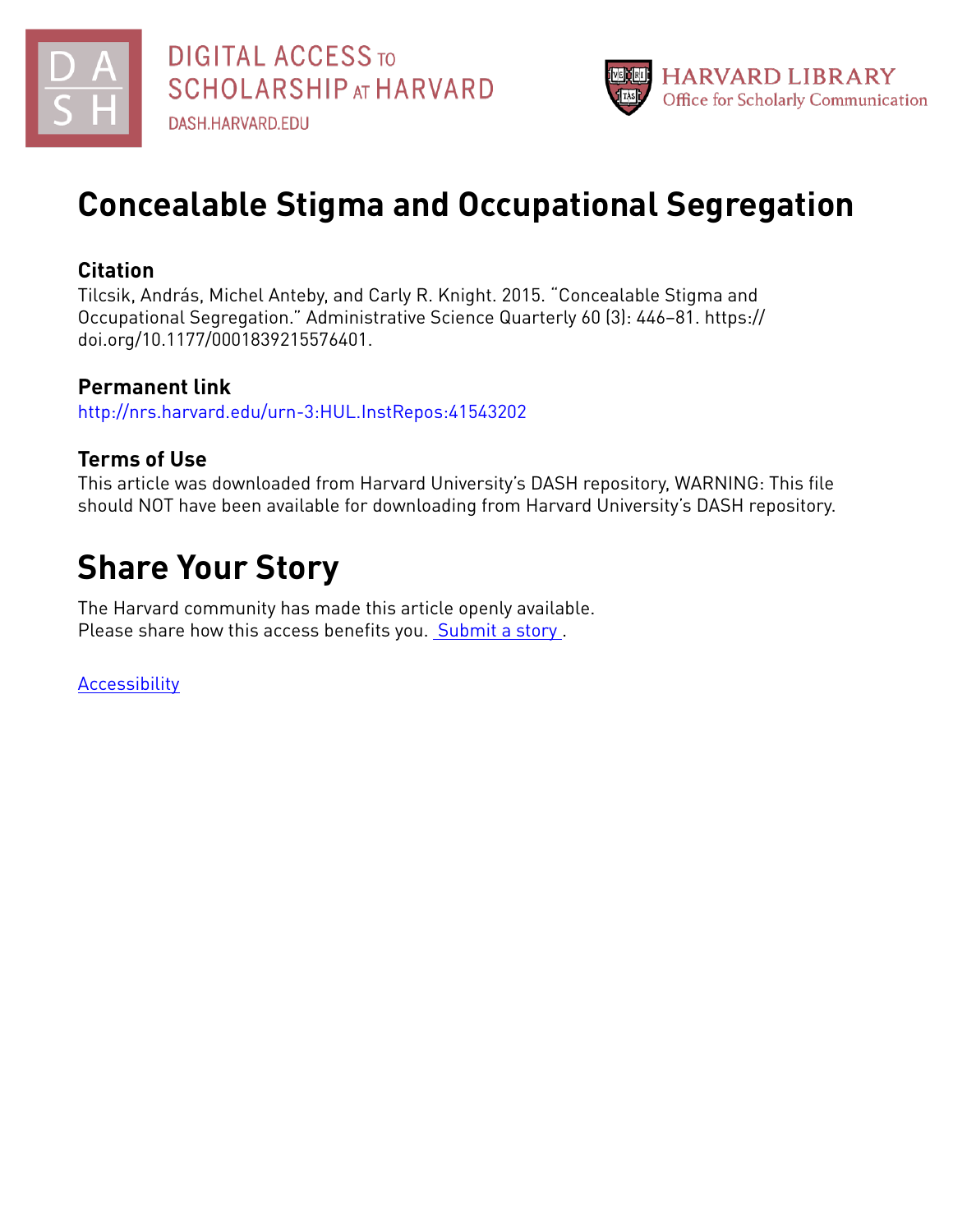DIGITAL ACCESS TO SCHOLARSHIP AT HARVARD
DASH.HARVARD.EDU

HARVARD LIBRARY
Office for Scholarly Communication

# Concealable Stigma and Occupational Segregation

## Citation

Tilcsik, András, Michel Anteby, and Carly R. Knight. 2015. "Concealable Stigma and Occupational Segregation." Administrative Science Quarterly 60 (3): 446–81. https://doi.org/10.1177/0001839215576401.

## Permanent link

http://nrs.harvard.edu/urn-3:HUL.InstRepos:41543202

## Terms of Use

This article was downloaded from Harvard University's DASH repository, WARNING: This file should NOT have been available for downloading from Harvard University's DASH repository.

# Share Your Story

The Harvard community has made this article openly available.
Please share how this access benefits you. [Submit a story](#).

[Accessibility](#)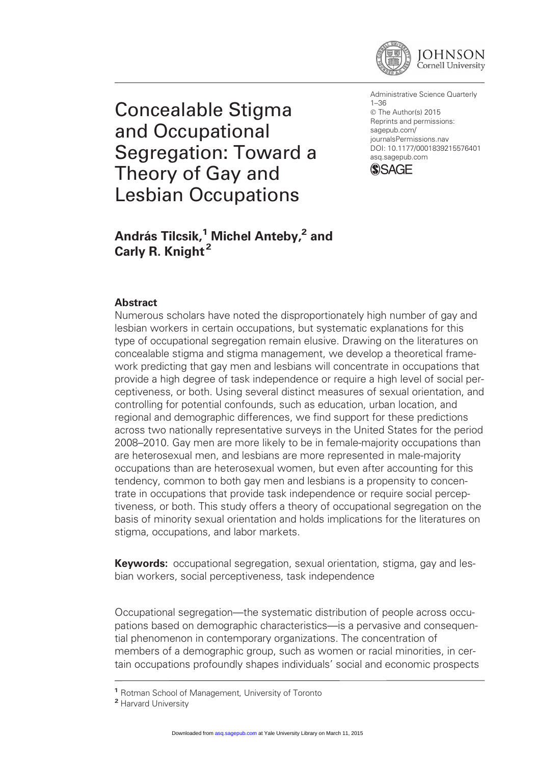# Concealable Stigma and Occupational Segregation: Toward a Theory of Gay and Lesbian Occupations

**András Tilcsik,[1] Michel Anteby,[2] and Carly R. Knight[2]**

## Abstract

Numerous scholars have noted the disproportionately high number of gay and lesbian workers in certain occupations, but systematic explanations for this type of occupational segregation remain elusive. Drawing on the literatures on concealable stigma and stigma management, we develop a theoretical framework predicting that gay men and lesbians will concentrate in occupations that provide a high degree of task independence or require a high level of social perceptiveness, or both. Using several distinct measures of sexual orientation, and controlling for potential confounds, such as education, urban location, and regional and demographic differences, we find support for these predictions across two nationally representative surveys in the United States for the period 2008–2010. Gay men are more likely to be in female-majority occupations than are heterosexual men, and lesbians are more represented in male-majority occupations than are heterosexual women, but even after accounting for this tendency, common to both gay men and lesbians is a propensity to concentrate in occupations that provide task independence or require social perceptiveness, or both. This study offers a theory of occupational segregation on the basis of minority sexual orientation and holds implications for the literatures on stigma, occupations, and labor markets.

**Keywords:** occupational segregation, sexual orientation, stigma, gay and lesbian workers, social perceptiveness, task independence

Occupational segregation—the systematic distribution of people across occupations based on demographic characteristics—is a pervasive and consequential phenomenon in contemporary organizations. The concentration of members of a demographic group, such as women or racial minorities, in certain occupations profoundly shapes individuals' social and economic prospects

[1] Rotman School of Management, University of Toronto

[2] Harvard University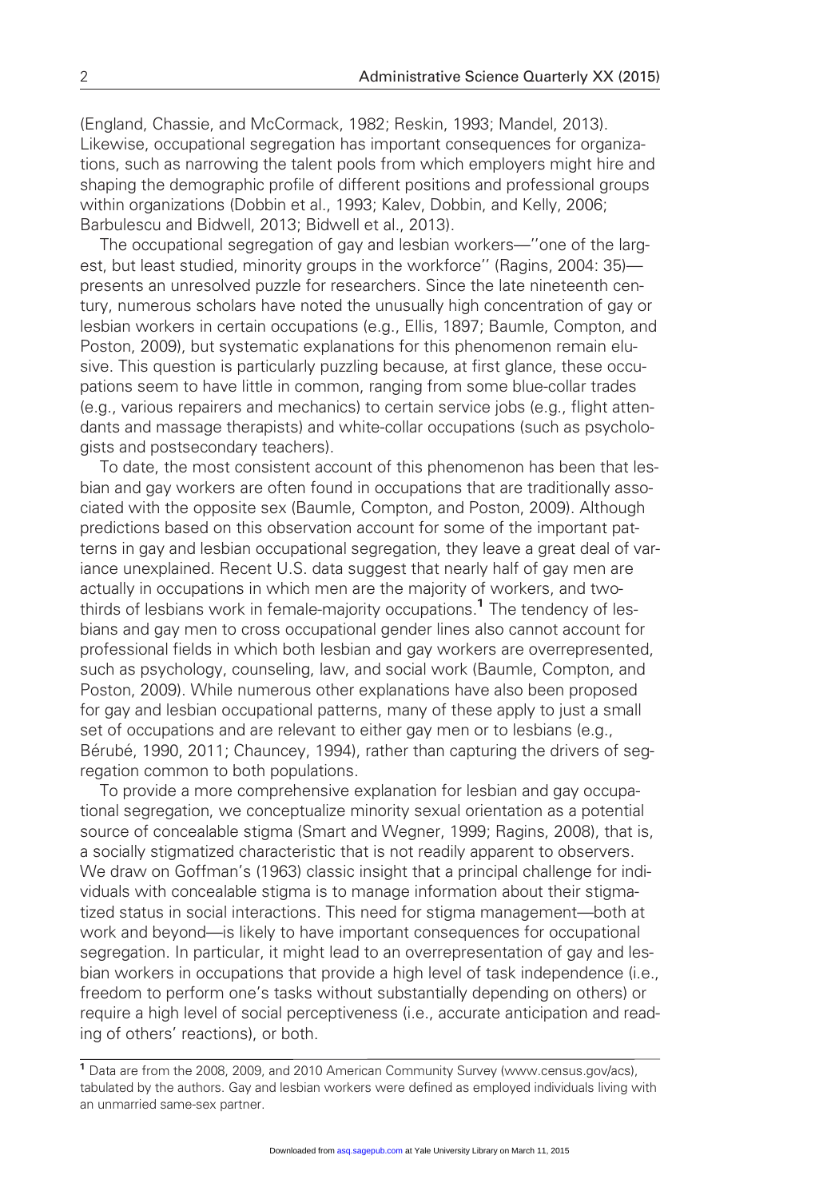(England, Chassie, and McCormack, 1982; Reskin, 1993; Mandel, 2013). Likewise, occupational segregation has important consequences for organizations, such as narrowing the talent pools from which employers might hire and shaping the demographic profile of different positions and professional groups within organizations (Dobbin et al., 1993; Kalev, Dobbin, and Kelly, 2006; Barbulescu and Bidwell, 2013; Bidwell et al., 2013).

The occupational segregation of gay and lesbian workers—''one of the largest, but least studied, minority groups in the workforce'' (Ragins, 2004: 35)—presents an unresolved puzzle for researchers. Since the late nineteenth century, numerous scholars have noted the unusually high concentration of gay or lesbian workers in certain occupations (e.g., Ellis, 1897; Baumle, Compton, and Poston, 2009), but systematic explanations for this phenomenon remain elusive. This question is particularly puzzling because, at first glance, these occupations seem to have little in common, ranging from some blue-collar trades (e.g., various repairers and mechanics) to certain service jobs (e.g., flight attendants and massage therapists) and white-collar occupations (such as psychologists and postsecondary teachers).

To date, the most consistent account of this phenomenon has been that lesbian and gay workers are often found in occupations that are traditionally associated with the opposite sex (Baumle, Compton, and Poston, 2009). Although predictions based on this observation account for some of the important patterns in gay and lesbian occupational segregation, they leave a great deal of variance unexplained. Recent U.S. data suggest that nearly half of gay men are actually in occupations in which men are the majority of workers, and two-thirds of lesbians work in female-majority occupations.[1] The tendency of lesbians and gay men to cross occupational gender lines also cannot account for professional fields in which both lesbian and gay workers are overrepresented, such as psychology, counseling, law, and social work (Baumle, Compton, and Poston, 2009). While numerous other explanations have also been proposed for gay and lesbian occupational patterns, many of these apply to just a small set of occupations and are relevant to either gay men or to lesbians (e.g., Bérubé, 1990, 2011; Chauncey, 1994), rather than capturing the drivers of segregation common to both populations.

To provide a more comprehensive explanation for lesbian and gay occupational segregation, we conceptualize minority sexual orientation as a potential source of concealable stigma (Smart and Wegner, 1999; Ragins, 2008), that is, a socially stigmatized characteristic that is not readily apparent to observers. We draw on Goffman's (1963) classic insight that a principal challenge for individuals with concealable stigma is to manage information about their stigmatized status in social interactions. This need for stigma management—both at work and beyond—is likely to have important consequences for occupational segregation. In particular, it might lead to an overrepresentation of gay and lesbian workers in occupations that provide a high level of task independence (i.e., freedom to perform one's tasks without substantially depending on others) or require a high level of social perceptiveness (i.e., accurate anticipation and reading of others' reactions), or both.

[1] Data are from the 2008, 2009, and 2010 American Community Survey (www.census.gov/acs), tabulated by the authors. Gay and lesbian workers were defined as employed individuals living with an unmarried same-sex partner.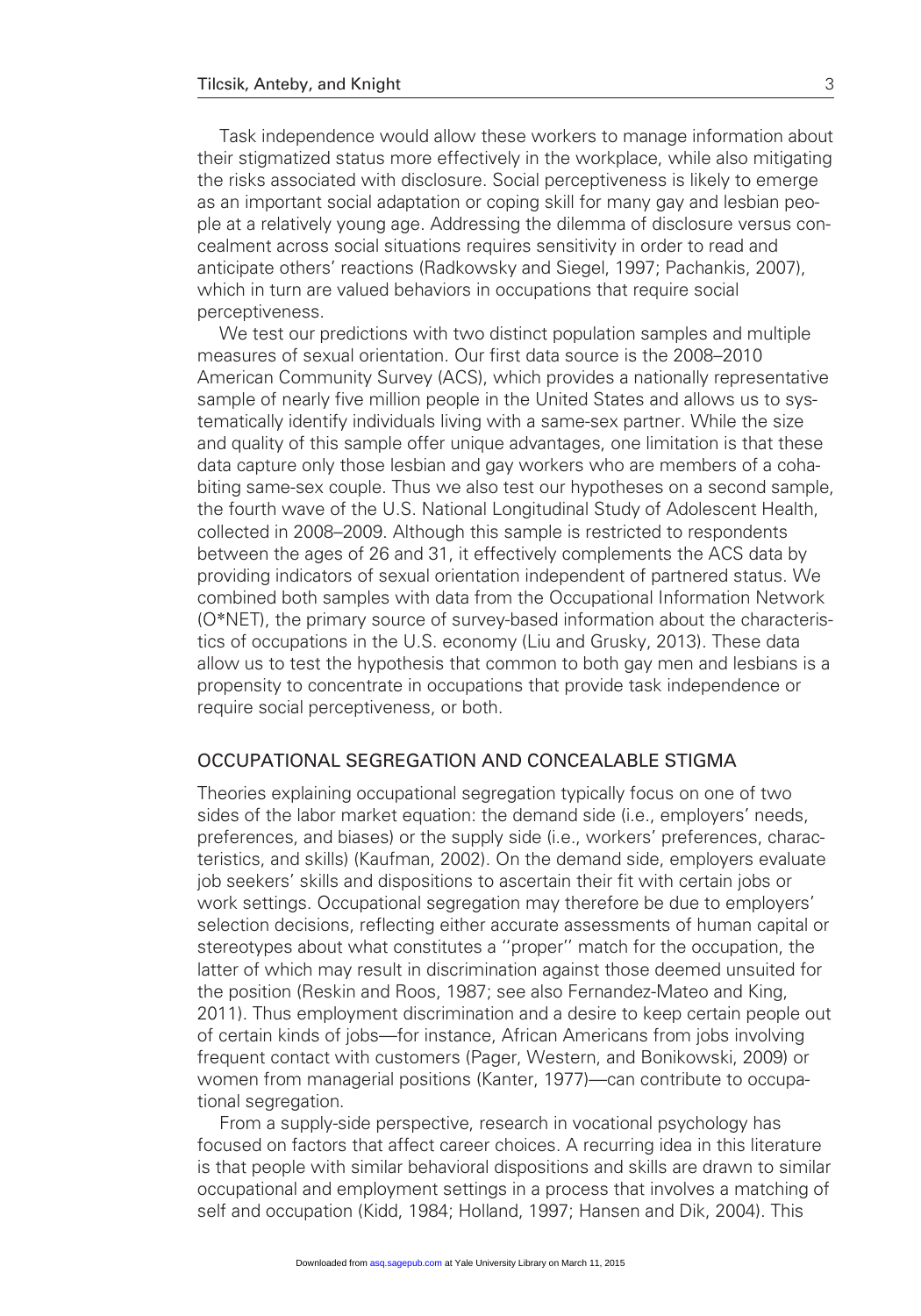Task independence would allow these workers to manage information about their stigmatized status more effectively in the workplace, while also mitigating the risks associated with disclosure. Social perceptiveness is likely to emerge as an important social adaptation or coping skill for many gay and lesbian people at a relatively young age. Addressing the dilemma of disclosure versus concealment across social situations requires sensitivity in order to read and anticipate others' reactions (Radkowsky and Siegel, 1997; Pachankis, 2007), which in turn are valued behaviors in occupations that require social perceptiveness.

We test our predictions with two distinct population samples and multiple measures of sexual orientation. Our first data source is the 2008–2010 American Community Survey (ACS), which provides a nationally representative sample of nearly five million people in the United States and allows us to systematically identify individuals living with a same-sex partner. While the size and quality of this sample offer unique advantages, one limitation is that these data capture only those lesbian and gay workers who are members of a cohabiting same-sex couple. Thus we also test our hypotheses on a second sample, the fourth wave of the U.S. National Longitudinal Study of Adolescent Health, collected in 2008–2009. Although this sample is restricted to respondents between the ages of 26 and 31, it effectively complements the ACS data by providing indicators of sexual orientation independent of partnered status. We combined both samples with data from the Occupational Information Network (O*NET), the primary source of survey-based information about the characteristics of occupations in the U.S. economy (Liu and Grusky, 2013). These data allow us to test the hypothesis that common to both gay men and lesbians is a propensity to concentrate in occupations that provide task independence or require social perceptiveness, or both.

## OCCUPATIONAL SEGREGATION AND CONCEALABLE STIGMA

Theories explaining occupational segregation typically focus on one of two sides of the labor market equation: the demand side (i.e., employers' needs, preferences, and biases) or the supply side (i.e., workers' preferences, characteristics, and skills) (Kaufman, 2002). On the demand side, employers evaluate job seekers' skills and dispositions to ascertain their fit with certain jobs or work settings. Occupational segregation may therefore be due to employers' selection decisions, reflecting either accurate assessments of human capital or stereotypes about what constitutes a "proper" match for the occupation, the latter of which may result in discrimination against those deemed unsuited for the position (Reskin and Roos, 1987; see also Fernandez-Mateo and King, 2011). Thus employment discrimination and a desire to keep certain people out of certain kinds of jobs—for instance, African Americans from jobs involving frequent contact with customers (Pager, Western, and Bonikowski, 2009) or women from managerial positions (Kanter, 1977)—can contribute to occupational segregation.

From a supply-side perspective, research in vocational psychology has focused on factors that affect career choices. A recurring idea in this literature is that people with similar behavioral dispositions and skills are drawn to similar occupational and employment settings in a process that involves a matching of self and occupation (Kidd, 1984; Holland, 1997; Hansen and Dik, 2004). This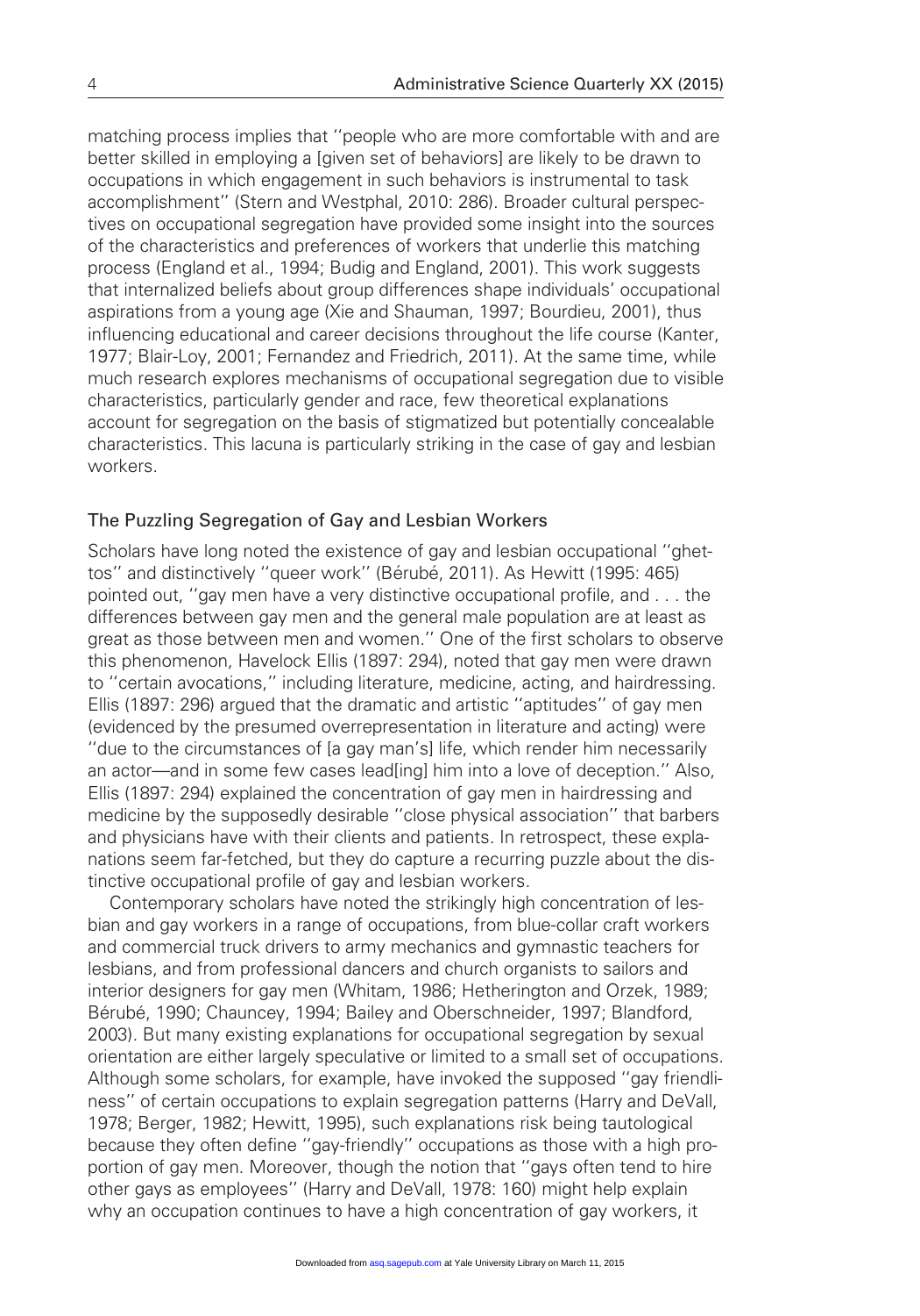matching process implies that ''people who are more comfortable with and are better skilled in employing a [given set of behaviors] are likely to be drawn to occupations in which engagement in such behaviors is instrumental to task accomplishment'' (Stern and Westphal, 2010: 286). Broader cultural perspectives on occupational segregation have provided some insight into the sources of the characteristics and preferences of workers that underlie this matching process (England et al., 1994; Budig and England, 2001). This work suggests that internalized beliefs about group differences shape individuals' occupational aspirations from a young age (Xie and Shauman, 1997; Bourdieu, 2001), thus influencing educational and career decisions throughout the life course (Kanter, 1977; Blair-Loy, 2001; Fernandez and Friedrich, 2011). At the same time, while much research explores mechanisms of occupational segregation due to visible characteristics, particularly gender and race, few theoretical explanations account for segregation on the basis of stigmatized but potentially concealable characteristics. This lacuna is particularly striking in the case of gay and lesbian workers.

## The Puzzling Segregation of Gay and Lesbian Workers

Scholars have long noted the existence of gay and lesbian occupational ''ghettos'' and distinctively ''queer work'' (Bérubé, 2011). As Hewitt (1995: 465) pointed out, ''gay men have a very distinctive occupational profile, and . . . the differences between gay men and the general male population are at least as great as those between men and women.'' One of the first scholars to observe this phenomenon, Havelock Ellis (1897: 294), noted that gay men were drawn to ''certain avocations,'' including literature, medicine, acting, and hairdressing. Ellis (1897: 296) argued that the dramatic and artistic ''aptitudes'' of gay men (evidenced by the presumed overrepresentation in literature and acting) were ''due to the circumstances of [a gay man's] life, which render him necessarily an actor—and in some few cases lead[ing] him into a love of deception.'' Also, Ellis (1897: 294) explained the concentration of gay men in hairdressing and medicine by the supposedly desirable ''close physical association'' that barbers and physicians have with their clients and patients. In retrospect, these explanations seem far-fetched, but they do capture a recurring puzzle about the distinctive occupational profile of gay and lesbian workers.

Contemporary scholars have noted the strikingly high concentration of lesbian and gay workers in a range of occupations, from blue-collar craft workers and commercial truck drivers to army mechanics and gymnastic teachers for lesbians, and from professional dancers and church organists to sailors and interior designers for gay men (Whitam, 1986; Hetherington and Orzek, 1989; Bérubé, 1990; Chauncey, 1994; Bailey and Oberschneider, 1997; Blandford, 2003). But many existing explanations for occupational segregation by sexual orientation are either largely speculative or limited to a small set of occupations. Although some scholars, for example, have invoked the supposed ''gay friendliness'' of certain occupations to explain segregation patterns (Harry and DeVall, 1978; Berger, 1982; Hewitt, 1995), such explanations risk being tautological because they often define ''gay-friendly'' occupations as those with a high proportion of gay men. Moreover, though the notion that ''gays often tend to hire other gays as employees'' (Harry and DeVall, 1978: 160) might help explain why an occupation continues to have a high concentration of gay workers, it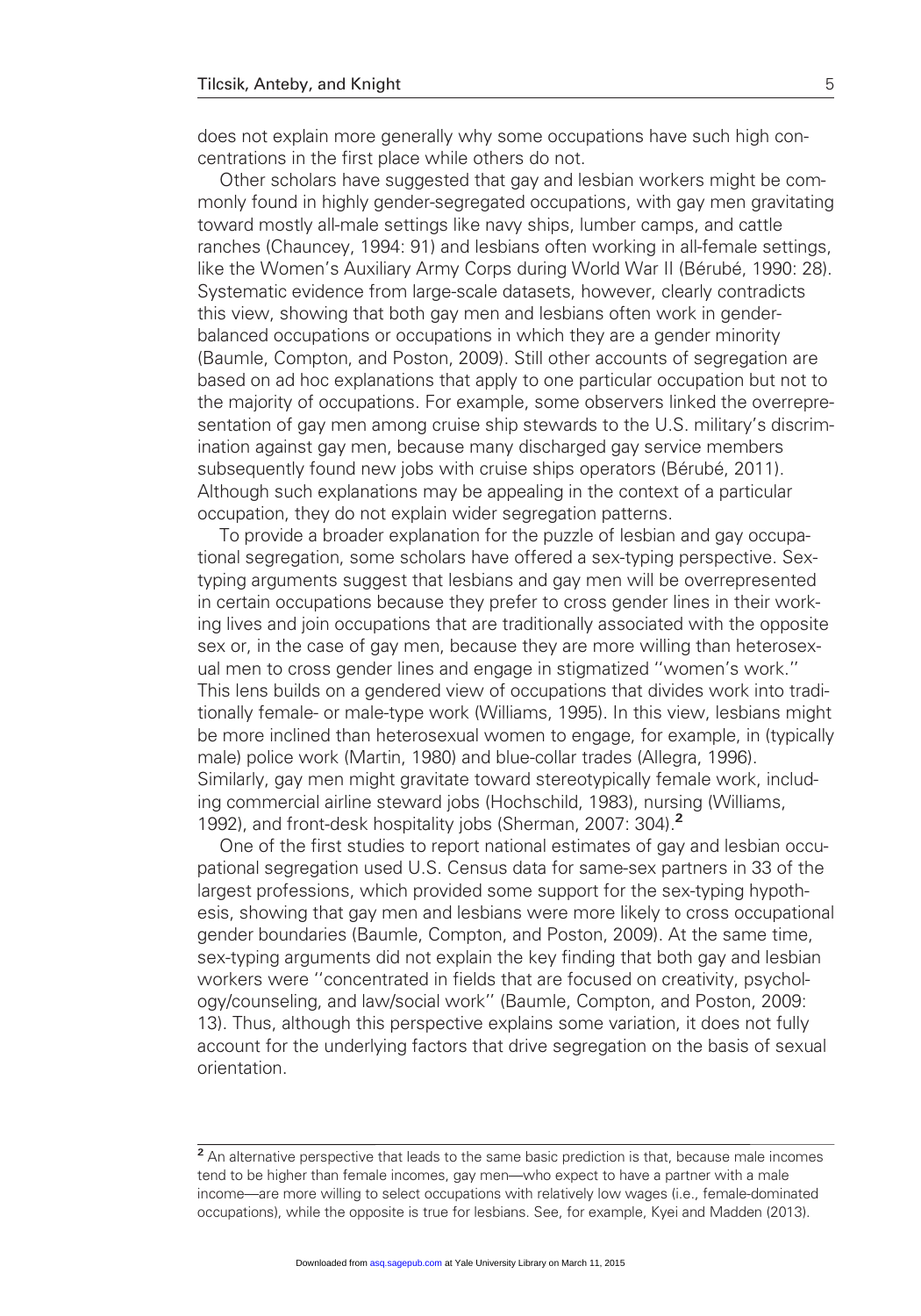does not explain more generally why some occupations have such high concentrations in the first place while others do not.

Other scholars have suggested that gay and lesbian workers might be commonly found in highly gender-segregated occupations, with gay men gravitating toward mostly all-male settings like navy ships, lumber camps, and cattle ranches (Chauncey, 1994: 91) and lesbians often working in all-female settings, like the Women's Auxiliary Army Corps during World War II (Bérubé, 1990: 28). Systematic evidence from large-scale datasets, however, clearly contradicts this view, showing that both gay men and lesbians often work in gender-balanced occupations or occupations in which they are a gender minority (Baumle, Compton, and Poston, 2009). Still other accounts of segregation are based on ad hoc explanations that apply to one particular occupation but not to the majority of occupations. For example, some observers linked the overrepresentation of gay men among cruise ship stewards to the U.S. military's discrimination against gay men, because many discharged gay service members subsequently found new jobs with cruise ships operators (Bérubé, 2011). Although such explanations may be appealing in the context of a particular occupation, they do not explain wider segregation patterns.

To provide a broader explanation for the puzzle of lesbian and gay occupational segregation, some scholars have offered a sex-typing perspective. Sex-typing arguments suggest that lesbians and gay men will be overrepresented in certain occupations because they prefer to cross gender lines in their working lives and join occupations that are traditionally associated with the opposite sex or, in the case of gay men, because they are more willing than heterosexual men to cross gender lines and engage in stigmatized ''women's work.'' This lens builds on a gendered view of occupations that divides work into traditionally female- or male-type work (Williams, 1995). In this view, lesbians might be more inclined than heterosexual women to engage, for example, in (typically male) police work (Martin, 1980) and blue-collar trades (Allegra, 1996). Similarly, gay men might gravitate toward stereotypically female work, including commercial airline steward jobs (Hochschild, 1983), nursing (Williams, 1992), and front-desk hospitality jobs (Sherman, 2007: 304).[2]

One of the first studies to report national estimates of gay and lesbian occupational segregation used U.S. Census data for same-sex partners in 33 of the largest professions, which provided some support for the sex-typing hypothesis, showing that gay men and lesbians were more likely to cross occupational gender boundaries (Baumle, Compton, and Poston, 2009). At the same time, sex-typing arguments did not explain the key finding that both gay and lesbian workers were ''concentrated in fields that are focused on creativity, psychology/counseling, and law/social work'' (Baumle, Compton, and Poston, 2009: 13). Thus, although this perspective explains some variation, it does not fully account for the underlying factors that drive segregation on the basis of sexual orientation.

[2] An alternative perspective that leads to the same basic prediction is that, because male incomes tend to be higher than female incomes, gay men—who expect to have a partner with a male income—are more willing to select occupations with relatively low wages (i.e., female-dominated occupations), while the opposite is true for lesbians. See, for example, Kyei and Madden (2013).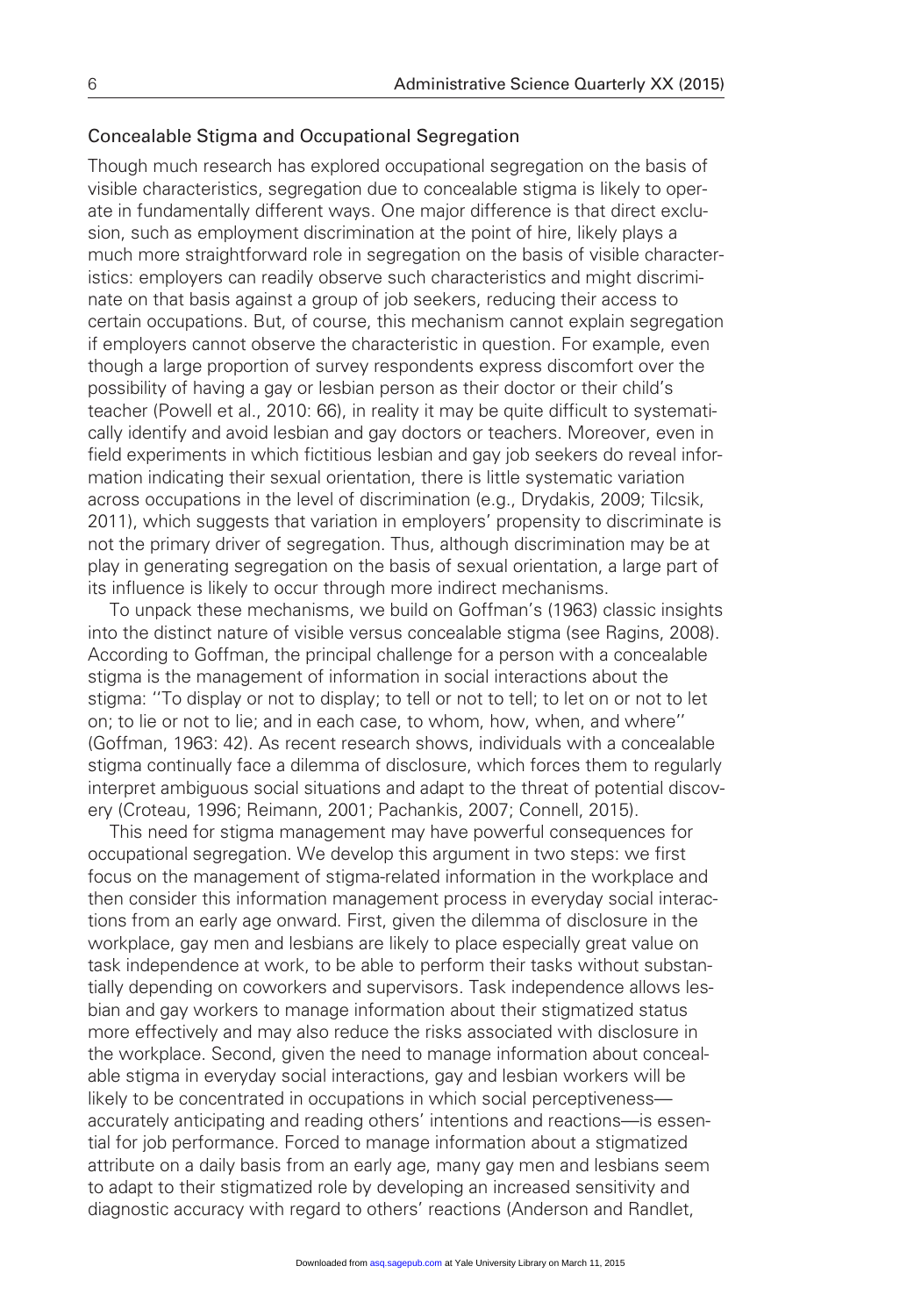### Concealable Stigma and Occupational Segregation

Though much research has explored occupational segregation on the basis of visible characteristics, segregation due to concealable stigma is likely to operate in fundamentally different ways. One major difference is that direct exclusion, such as employment discrimination at the point of hire, likely plays a much more straightforward role in segregation on the basis of visible characteristics: employers can readily observe such characteristics and might discriminate on that basis against a group of job seekers, reducing their access to certain occupations. But, of course, this mechanism cannot explain segregation if employers cannot observe the characteristic in question. For example, even though a large proportion of survey respondents express discomfort over the possibility of having a gay or lesbian person as their doctor or their child's teacher (Powell et al., 2010: 66), in reality it may be quite difficult to systematically identify and avoid lesbian and gay doctors or teachers. Moreover, even in field experiments in which fictitious lesbian and gay job seekers do reveal information indicating their sexual orientation, there is little systematic variation across occupations in the level of discrimination (e.g., Drydakis, 2009; Tilcsik, 2011), which suggests that variation in employers' propensity to discriminate is not the primary driver of segregation. Thus, although discrimination may be at play in generating segregation on the basis of sexual orientation, a large part of its influence is likely to occur through more indirect mechanisms.

To unpack these mechanisms, we build on Goffman's (1963) classic insights into the distinct nature of visible versus concealable stigma (see Ragins, 2008). According to Goffman, the principal challenge for a person with a concealable stigma is the management of information in social interactions about the stigma: ''To display or not to display; to tell or not to tell; to let on or not to let on; to lie or not to lie; and in each case, to whom, how, when, and where'' (Goffman, 1963: 42). As recent research shows, individuals with a concealable stigma continually face a dilemma of disclosure, which forces them to regularly interpret ambiguous social situations and adapt to the threat of potential discovery (Croteau, 1996; Reimann, 2001; Pachankis, 2007; Connell, 2015).

This need for stigma management may have powerful consequences for occupational segregation. We develop this argument in two steps: we first focus on the management of stigma-related information in the workplace and then consider this information management process in everyday social interactions from an early age onward. First, given the dilemma of disclosure in the workplace, gay men and lesbians are likely to place especially great value on task independence at work, to be able to perform their tasks without substantially depending on coworkers and supervisors. Task independence allows lesbian and gay workers to manage information about their stigmatized status more effectively and may also reduce the risks associated with disclosure in the workplace. Second, given the need to manage information about concealable stigma in everyday social interactions, gay and lesbian workers will be likely to be concentrated in occupations in which social perceptiveness—accurately anticipating and reading others' intentions and reactions—is essential for job performance. Forced to manage information about a stigmatized attribute on a daily basis from an early age, many gay men and lesbians seem to adapt to their stigmatized role by developing an increased sensitivity and diagnostic accuracy with regard to others' reactions (Anderson and Randlet,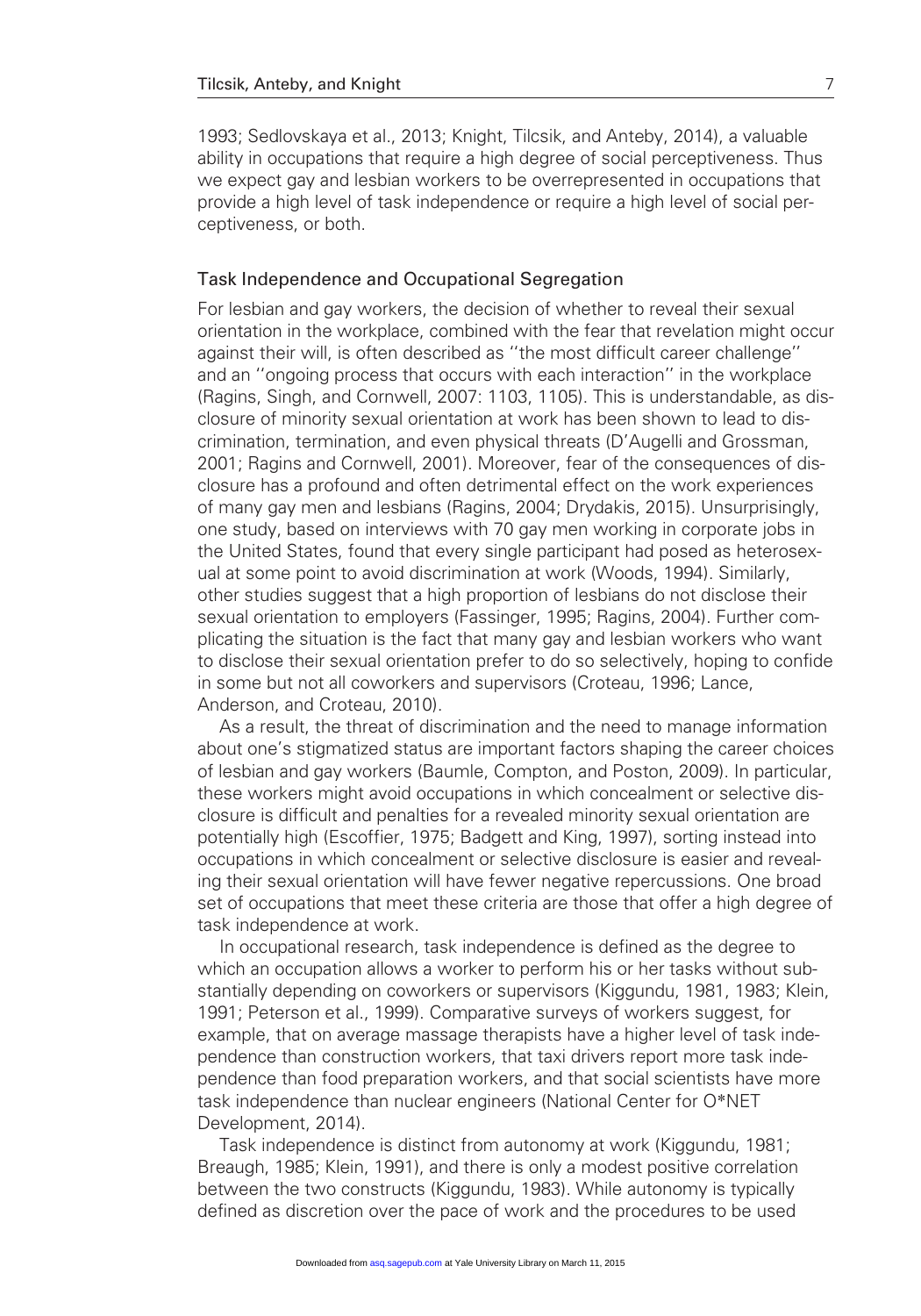1993; Sedlovskaya et al., 2013; Knight, Tilcsik, and Anteby, 2014), a valuable ability in occupations that require a high degree of social perceptiveness. Thus we expect gay and lesbian workers to be overrepresented in occupations that provide a high level of task independence or require a high level of social perceptiveness, or both.

## Task Independence and Occupational Segregation

For lesbian and gay workers, the decision of whether to reveal their sexual orientation in the workplace, combined with the fear that revelation might occur against their will, is often described as ''the most difficult career challenge'' and an ''ongoing process that occurs with each interaction'' in the workplace (Ragins, Singh, and Cornwell, 2007: 1103, 1105). This is understandable, as disclosure of minority sexual orientation at work has been shown to lead to discrimination, termination, and even physical threats (D'Augelli and Grossman, 2001; Ragins and Cornwell, 2001). Moreover, fear of the consequences of disclosure has a profound and often detrimental effect on the work experiences of many gay men and lesbians (Ragins, 2004; Drydakis, 2015). Unsurprisingly, one study, based on interviews with 70 gay men working in corporate jobs in the United States, found that every single participant had posed as heterosexual at some point to avoid discrimination at work (Woods, 1994). Similarly, other studies suggest that a high proportion of lesbians do not disclose their sexual orientation to employers (Fassinger, 1995; Ragins, 2004). Further complicating the situation is the fact that many gay and lesbian workers who want to disclose their sexual orientation prefer to do so selectively, hoping to confide in some but not all coworkers and supervisors (Croteau, 1996; Lance, Anderson, and Croteau, 2010).

As a result, the threat of discrimination and the need to manage information about one's stigmatized status are important factors shaping the career choices of lesbian and gay workers (Baumle, Compton, and Poston, 2009). In particular, these workers might avoid occupations in which concealment or selective disclosure is difficult and penalties for a revealed minority sexual orientation are potentially high (Escoffier, 1975; Badgett and King, 1997), sorting instead into occupations in which concealment or selective disclosure is easier and revealing their sexual orientation will have fewer negative repercussions. One broad set of occupations that meet these criteria are those that offer a high degree of task independence at work.

In occupational research, task independence is defined as the degree to which an occupation allows a worker to perform his or her tasks without substantially depending on coworkers or supervisors (Kiggundu, 1981, 1983; Klein, 1991; Peterson et al., 1999). Comparative surveys of workers suggest, for example, that on average massage therapists have a higher level of task independence than construction workers, that taxi drivers report more task independence than food preparation workers, and that social scientists have more task independence than nuclear engineers (National Center for O*NET Development, 2014).

Task independence is distinct from autonomy at work (Kiggundu, 1981; Breaugh, 1985; Klein, 1991), and there is only a modest positive correlation between the two constructs (Kiggundu, 1983). While autonomy is typically defined as discretion over the pace of work and the procedures to be used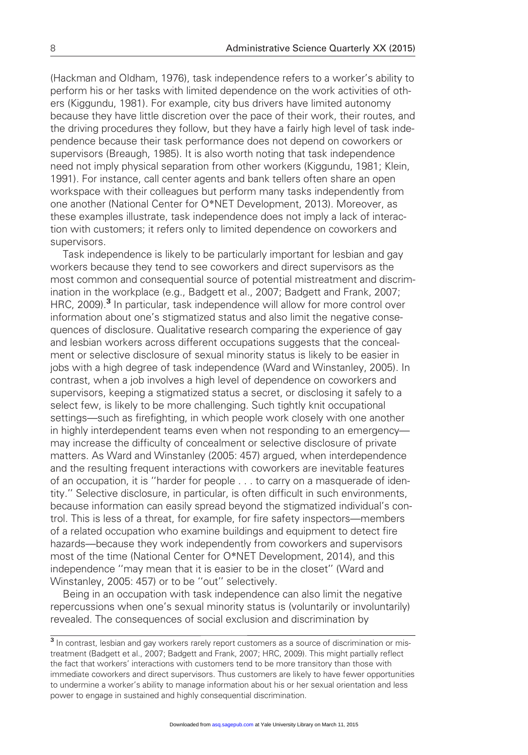(Hackman and Oldham, 1976), task independence refers to a worker's ability to perform his or her tasks with limited dependence on the work activities of others (Kiggundu, 1981). For example, city bus drivers have limited autonomy because they have little discretion over the pace of their work, their routes, and the driving procedures they follow, but they have a fairly high level of task independence because their task performance does not depend on coworkers or supervisors (Breaugh, 1985). It is also worth noting that task independence need not imply physical separation from other workers (Kiggundu, 1981; Klein, 1991). For instance, call center agents and bank tellers often share an open workspace with their colleagues but perform many tasks independently from one another (National Center for O*NET Development, 2013). Moreover, as these examples illustrate, task independence does not imply a lack of interaction with customers; it refers only to limited dependence on coworkers and supervisors.

Task independence is likely to be particularly important for lesbian and gay workers because they tend to see coworkers and direct supervisors as the most common and consequential source of potential mistreatment and discrimination in the workplace (e.g., Badgett et al., 2007; Badgett and Frank, 2007; HRC, 2009).[3] In particular, task independence will allow for more control over information about one's stigmatized status and also limit the negative consequences of disclosure. Qualitative research comparing the experience of gay and lesbian workers across different occupations suggests that the concealment or selective disclosure of sexual minority status is likely to be easier in jobs with a high degree of task independence (Ward and Winstanley, 2005). In contrast, when a job involves a high level of dependence on coworkers and supervisors, keeping a stigmatized status a secret, or disclosing it safely to a select few, is likely to be more challenging. Such tightly knit occupational settings—such as firefighting, in which people work closely with one another in highly interdependent teams even when not responding to an emergency—may increase the difficulty of concealment or selective disclosure of private matters. As Ward and Winstanley (2005: 457) argued, when interdependence and the resulting frequent interactions with coworkers are inevitable features of an occupation, it is ''harder for people . . . to carry on a masquerade of identity.'' Selective disclosure, in particular, is often difficult in such environments, because information can easily spread beyond the stigmatized individual's control. This is less of a threat, for example, for fire safety inspectors—members of a related occupation who examine buildings and equipment to detect fire hazards—because they work independently from coworkers and supervisors most of the time (National Center for O*NET Development, 2014), and this independence ''may mean that it is easier to be in the closet'' (Ward and Winstanley, 2005: 457) or to be ''out'' selectively.

Being in an occupation with task independence can also limit the negative repercussions when one's sexual minority status is (voluntarily or involuntarily) revealed. The consequences of social exclusion and discrimination by

[3] In contrast, lesbian and gay workers rarely report customers as a source of discrimination or mistreatment (Badgett et al., 2007; Badgett and Frank, 2007; HRC, 2009). This might partially reflect the fact that workers' interactions with customers tend to be more transitory than those with immediate coworkers and direct supervisors. Thus customers are likely to have fewer opportunities to undermine a worker's ability to manage information about his or her sexual orientation and less power to engage in sustained and highly consequential discrimination.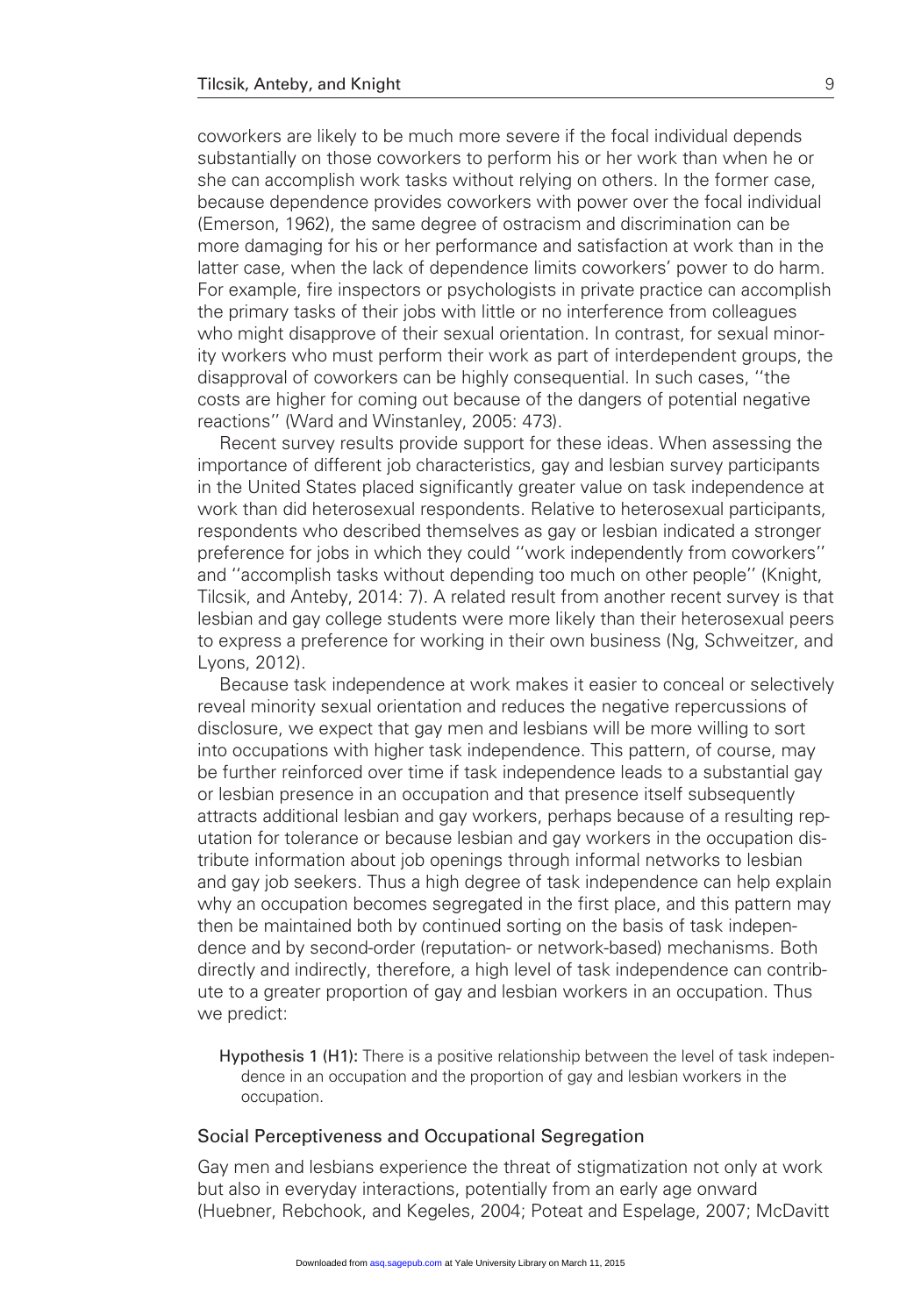coworkers are likely to be much more severe if the focal individual depends substantially on those coworkers to perform his or her work than when he or she can accomplish work tasks without relying on others. In the former case, because dependence provides coworkers with power over the focal individual (Emerson, 1962), the same degree of ostracism and discrimination can be more damaging for his or her performance and satisfaction at work than in the latter case, when the lack of dependence limits coworkers' power to do harm. For example, fire inspectors or psychologists in private practice can accomplish the primary tasks of their jobs with little or no interference from colleagues who might disapprove of their sexual orientation. In contrast, for sexual minority workers who must perform their work as part of interdependent groups, the disapproval of coworkers can be highly consequential. In such cases, ''the costs are higher for coming out because of the dangers of potential negative reactions'' (Ward and Winstanley, 2005: 473).

Recent survey results provide support for these ideas. When assessing the importance of different job characteristics, gay and lesbian survey participants in the United States placed significantly greater value on task independence at work than did heterosexual respondents. Relative to heterosexual participants, respondents who described themselves as gay or lesbian indicated a stronger preference for jobs in which they could ''work independently from coworkers'' and ''accomplish tasks without depending too much on other people'' (Knight, Tilcsik, and Anteby, 2014: 7). A related result from another recent survey is that lesbian and gay college students were more likely than their heterosexual peers to express a preference for working in their own business (Ng, Schweitzer, and Lyons, 2012).

Because task independence at work makes it easier to conceal or selectively reveal minority sexual orientation and reduces the negative repercussions of disclosure, we expect that gay men and lesbians will be more willing to sort into occupations with higher task independence. This pattern, of course, may be further reinforced over time if task independence leads to a substantial gay or lesbian presence in an occupation and that presence itself subsequently attracts additional lesbian and gay workers, perhaps because of a resulting reputation for tolerance or because lesbian and gay workers in the occupation distribute information about job openings through informal networks to lesbian and gay job seekers. Thus a high degree of task independence can help explain why an occupation becomes segregated in the first place, and this pattern may then be maintained both by continued sorting on the basis of task independence and by second-order (reputation- or network-based) mechanisms. Both directly and indirectly, therefore, a high level of task independence can contribute to a greater proportion of gay and lesbian workers in an occupation. Thus we predict:

> **Hypothesis 1 (H1):** There is a positive relationship between the level of task independence in an occupation and the proportion of gay and lesbian workers in the occupation.

### Social Perceptiveness and Occupational Segregation

Gay men and lesbians experience the threat of stigmatization not only at work but also in everyday interactions, potentially from an early age onward (Huebner, Rebchook, and Kegeles, 2004; Poteat and Espelage, 2007; McDavitt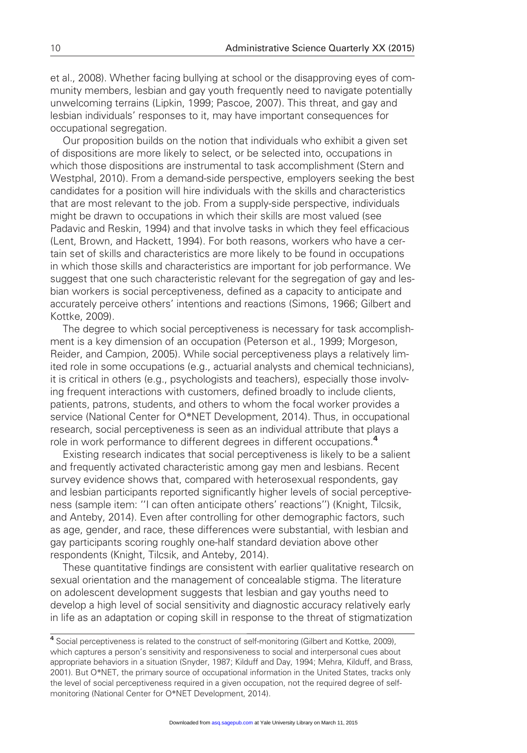et al., 2008). Whether facing bullying at school or the disapproving eyes of community members, lesbian and gay youth frequently need to navigate potentially unwelcoming terrains (Lipkin, 1999; Pascoe, 2007). This threat, and gay and lesbian individuals' responses to it, may have important consequences for occupational segregation.

Our proposition builds on the notion that individuals who exhibit a given set of dispositions are more likely to select, or be selected into, occupations in which those dispositions are instrumental to task accomplishment (Stern and Westphal, 2010). From a demand-side perspective, employers seeking the best candidates for a position will hire individuals with the skills and characteristics that are most relevant to the job. From a supply-side perspective, individuals might be drawn to occupations in which their skills are most valued (see Padavic and Reskin, 1994) and that involve tasks in which they feel efficacious (Lent, Brown, and Hackett, 1994). For both reasons, workers who have a certain set of skills and characteristics are more likely to be found in occupations in which those skills and characteristics are important for job performance. We suggest that one such characteristic relevant for the segregation of gay and lesbian workers is social perceptiveness, defined as a capacity to anticipate and accurately perceive others' intentions and reactions (Simons, 1966; Gilbert and Kottke, 2009).

The degree to which social perceptiveness is necessary for task accomplishment is a key dimension of an occupation (Peterson et al., 1999; Morgeson, Reider, and Campion, 2005). While social perceptiveness plays a relatively limited role in some occupations (e.g., actuarial analysts and chemical technicians), it is critical in others (e.g., psychologists and teachers), especially those involving frequent interactions with customers, defined broadly to include clients, patients, patrons, students, and others to whom the focal worker provides a service (National Center for O*NET Development, 2014). Thus, in occupational research, social perceptiveness is seen as an individual attribute that plays a role in work performance to different degrees in different occupations.[4]

Existing research indicates that social perceptiveness is likely to be a salient and frequently activated characteristic among gay men and lesbians. Recent survey evidence shows that, compared with heterosexual respondents, gay and lesbian participants reported significantly higher levels of social perceptiveness (sample item: ''I can often anticipate others' reactions'') (Knight, Tilcsik, and Anteby, 2014). Even after controlling for other demographic factors, such as age, gender, and race, these differences were substantial, with lesbian and gay participants scoring roughly one-half standard deviation above other respondents (Knight, Tilcsik, and Anteby, 2014).

These quantitative findings are consistent with earlier qualitative research on sexual orientation and the management of concealable stigma. The literature on adolescent development suggests that lesbian and gay youths need to develop a high level of social sensitivity and diagnostic accuracy relatively early in life as an adaptation or coping skill in response to the threat of stigmatization

[4] Social perceptiveness is related to the construct of self-monitoring (Gilbert and Kottke, 2009), which captures a person's sensitivity and responsiveness to social and interpersonal cues about appropriate behaviors in a situation (Snyder, 1987; Kilduff and Day, 1994; Mehra, Kilduff, and Brass, 2001). But O*NET, the primary source of occupational information in the United States, tracks only the level of social perceptiveness required in a given occupation, not the required degree of self-monitoring (National Center for O*NET Development, 2014).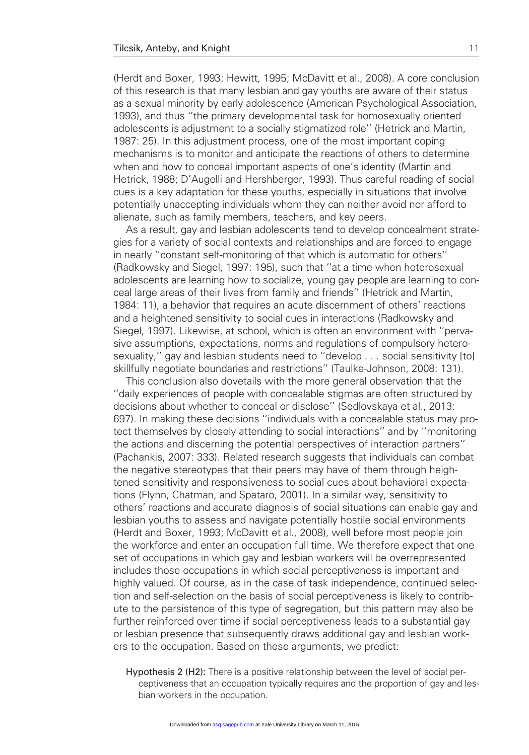(Herdt and Boxer, 1993; Hewitt, 1995; McDavitt et al., 2008). A core conclusion of this research is that many lesbian and gay youths are aware of their status as a sexual minority by early adolescence (American Psychological Association, 1993), and thus ''the primary developmental task for homosexually oriented adolescents is adjustment to a socially stigmatized role'' (Hetrick and Martin, 1987: 25). In this adjustment process, one of the most important coping mechanisms is to monitor and anticipate the reactions of others to determine when and how to conceal important aspects of one's identity (Martin and Hetrick, 1988; D'Augelli and Hershberger, 1993). Thus careful reading of social cues is a key adaptation for these youths, especially in situations that involve potentially unaccepting individuals whom they can neither avoid nor afford to alienate, such as family members, teachers, and key peers.

As a result, gay and lesbian adolescents tend to develop concealment strategies for a variety of social contexts and relationships and are forced to engage in nearly ''constant self-monitoring of that which is automatic for others'' (Radkowsky and Siegel, 1997: 195), such that ''at a time when heterosexual adolescents are learning how to socialize, young gay people are learning to conceal large areas of their lives from family and friends'' (Hetrick and Martin, 1984: 11), a behavior that requires an acute discernment of others' reactions and a heightened sensitivity to social cues in interactions (Radkowsky and Siegel, 1997). Likewise, at school, which is often an environment with ''pervasive assumptions, expectations, norms and regulations of compulsory heterosexuality,'' gay and lesbian students need to ''develop . . . social sensitivity [to] skillfully negotiate boundaries and restrictions'' (Taulke-Johnson, 2008: 131).

This conclusion also dovetails with the more general observation that the ''daily experiences of people with concealable stigmas are often structured by decisions about whether to conceal or disclose'' (Sedlovskaya et al., 2013: 697). In making these decisions ''individuals with a concealable status may protect themselves by closely attending to social interactions'' and by ''monitoring the actions and discerning the potential perspectives of interaction partners'' (Pachankis, 2007: 333). Related research suggests that individuals can combat the negative stereotypes that their peers may have of them through heightened sensitivity and responsiveness to social cues about behavioral expectations (Flynn, Chatman, and Spataro, 2001). In a similar way, sensitivity to others' reactions and accurate diagnosis of social situations can enable gay and lesbian youths to assess and navigate potentially hostile social environments (Herdt and Boxer, 1993; McDavitt et al., 2008), well before most people join the workforce and enter an occupation full time. We therefore expect that one set of occupations in which gay and lesbian workers will be overrepresented includes those occupations in which social perceptiveness is important and highly valued. Of course, as in the case of task independence, continued selection and self-selection on the basis of social perceptiveness is likely to contribute to the persistence of this type of segregation, but this pattern may also be further reinforced over time if social perceptiveness leads to a substantial gay or lesbian presence that subsequently draws additional gay and lesbian workers to the occupation. Based on these arguments, we predict:

**Hypothesis 2 (H2):** There is a positive relationship between the level of social perceptiveness that an occupation typically requires and the proportion of gay and lesbian workers in the occupation.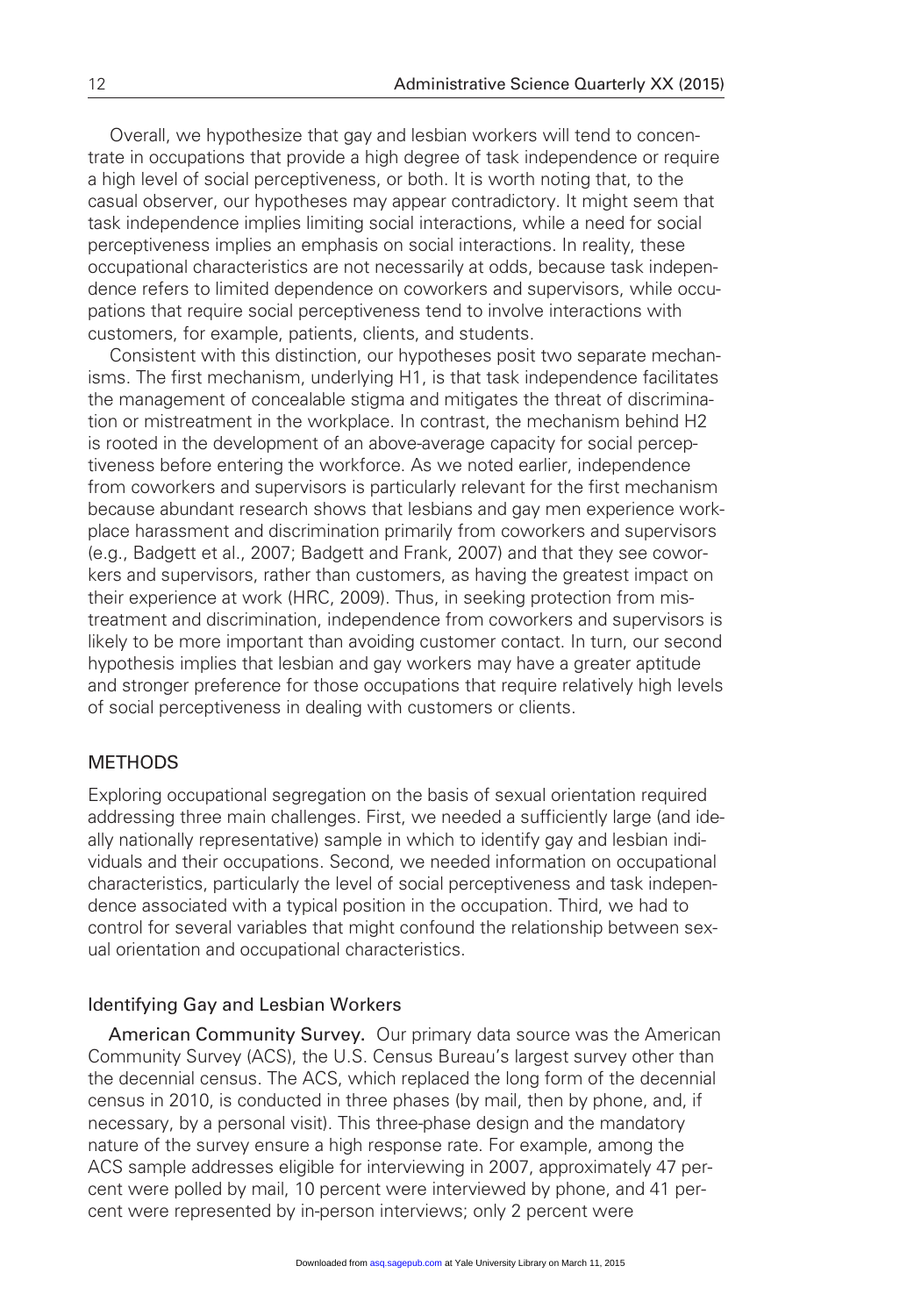Overall, we hypothesize that gay and lesbian workers will tend to concentrate in occupations that provide a high degree of task independence or require a high level of social perceptiveness, or both. It is worth noting that, to the casual observer, our hypotheses may appear contradictory. It might seem that task independence implies limiting social interactions, while a need for social perceptiveness implies an emphasis on social interactions. In reality, these occupational characteristics are not necessarily at odds, because task independence refers to limited dependence on coworkers and supervisors, while occupations that require social perceptiveness tend to involve interactions with customers, for example, patients, clients, and students.

Consistent with this distinction, our hypotheses posit two separate mechanisms. The first mechanism, underlying H1, is that task independence facilitates the management of concealable stigma and mitigates the threat of discrimination or mistreatment in the workplace. In contrast, the mechanism behind H2 is rooted in the development of an above-average capacity for social perceptiveness before entering the workforce. As we noted earlier, independence from coworkers and supervisors is particularly relevant for the first mechanism because abundant research shows that lesbians and gay men experience workplace harassment and discrimination primarily from coworkers and supervisors (e.g., Badgett et al., 2007; Badgett and Frank, 2007) and that they see coworkers and supervisors, rather than customers, as having the greatest impact on their experience at work (HRC, 2009). Thus, in seeking protection from mistreatment and discrimination, independence from coworkers and supervisors is likely to be more important than avoiding customer contact. In turn, our second hypothesis implies that lesbian and gay workers may have a greater aptitude and stronger preference for those occupations that require relatively high levels of social perceptiveness in dealing with customers or clients.

## METHODS

Exploring occupational segregation on the basis of sexual orientation required addressing three main challenges. First, we needed a sufficiently large (and ideally nationally representative) sample in which to identify gay and lesbian individuals and their occupations. Second, we needed information on occupational characteristics, particularly the level of social perceptiveness and task independence associated with a typical position in the occupation. Third, we had to control for several variables that might confound the relationship between sexual orientation and occupational characteristics.

### Identifying Gay and Lesbian Workers

**American Community Survey.** Our primary data source was the American Community Survey (ACS), the U.S. Census Bureau's largest survey other than the decennial census. The ACS, which replaced the long form of the decennial census in 2010, is conducted in three phases (by mail, then by phone, and, if necessary, by a personal visit). This three-phase design and the mandatory nature of the survey ensure a high response rate. For example, among the ACS sample addresses eligible for interviewing in 2007, approximately 47 percent were polled by mail, 10 percent were interviewed by phone, and 41 percent were represented by in-person interviews; only 2 percent were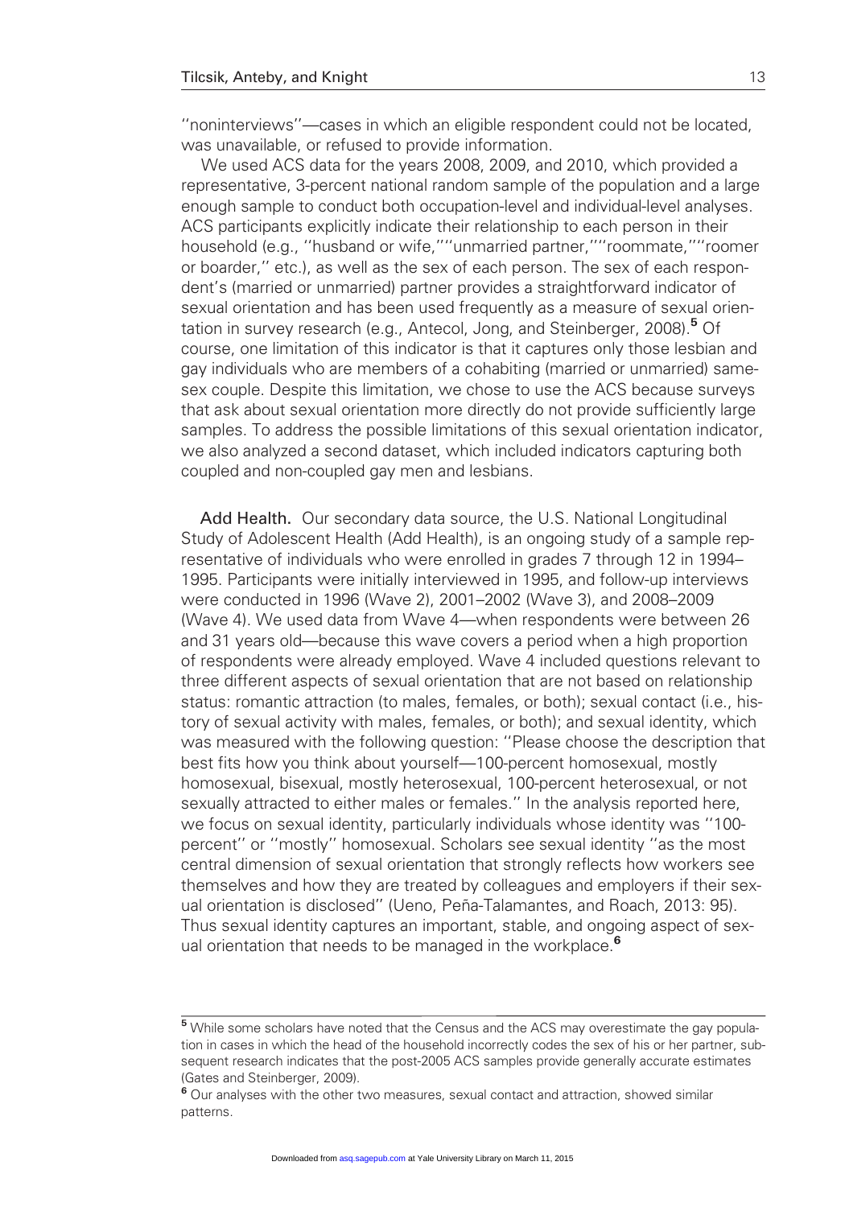''noninterviews''—cases in which an eligible respondent could not be located, was unavailable, or refused to provide information.

We used ACS data for the years 2008, 2009, and 2010, which provided a representative, 3-percent national random sample of the population and a large enough sample to conduct both occupation-level and individual-level analyses. ACS participants explicitly indicate their relationship to each person in their household (e.g., ''husband or wife,'' ''unmarried partner,'' ''roommate,'' ''roomer or boarder,'' etc.), as well as the sex of each person. The sex of each respondent's (married or unmarried) partner provides a straightforward indicator of sexual orientation and has been used frequently as a measure of sexual orientation in survey research (e.g., Antecol, Jong, and Steinberger, 2008).[5] Of course, one limitation of this indicator is that it captures only those lesbian and gay individuals who are members of a cohabiting (married or unmarried) same-sex couple. Despite this limitation, we chose to use the ACS because surveys that ask about sexual orientation more directly do not provide sufficiently large samples. To address the possible limitations of this sexual orientation indicator, we also analyzed a second dataset, which included indicators capturing both coupled and non-coupled gay men and lesbians.

**Add Health.** Our secondary data source, the U.S. National Longitudinal Study of Adolescent Health (Add Health), is an ongoing study of a sample representative of individuals who were enrolled in grades 7 through 12 in 1994–1995. Participants were initially interviewed in 1995, and follow-up interviews were conducted in 1996 (Wave 2), 2001–2002 (Wave 3), and 2008–2009 (Wave 4). We used data from Wave 4—when respondents were between 26 and 31 years old—because this wave covers a period when a high proportion of respondents were already employed. Wave 4 included questions relevant to three different aspects of sexual orientation that are not based on relationship status: romantic attraction (to males, females, or both); sexual contact (i.e., history of sexual activity with males, females, or both); and sexual identity, which was measured with the following question: ''Please choose the description that best fits how you think about yourself—100-percent homosexual, mostly homosexual, bisexual, mostly heterosexual, 100-percent heterosexual, or not sexually attracted to either males or females.'' In the analysis reported here, we focus on sexual identity, particularly individuals whose identity was ''100-percent'' or ''mostly'' homosexual. Scholars see sexual identity ''as the most central dimension of sexual orientation that strongly reflects how workers see themselves and how they are treated by colleagues and employers if their sexual orientation is disclosed'' (Ueno, Peña-Talamantes, and Roach, 2013: 95). Thus sexual identity captures an important, stable, and ongoing aspect of sexual orientation that needs to be managed in the workplace.[6]

---

[5] While some scholars have noted that the Census and the ACS may overestimate the gay population in cases in which the head of the household incorrectly codes the sex of his or her partner, subsequent research indicates that the post-2005 ACS samples provide generally accurate estimates (Gates and Steinberger, 2009).

[6] Our analyses with the other two measures, sexual contact and attraction, showed similar patterns.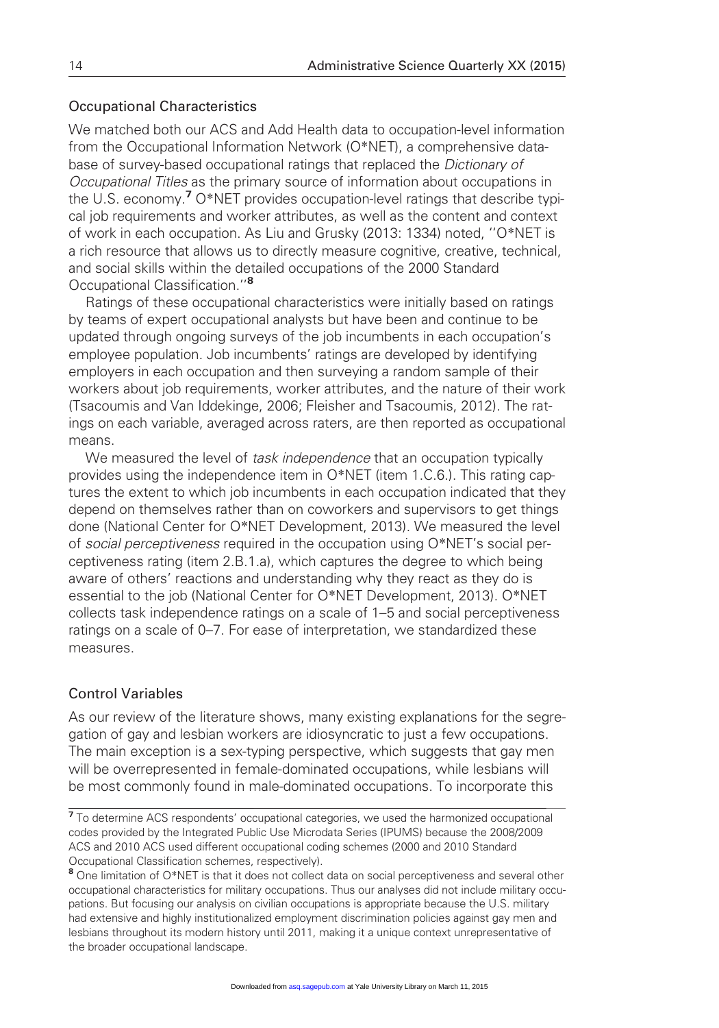## Occupational Characteristics

We matched both our ACS and Add Health data to occupation-level information from the Occupational Information Network (O*NET), a comprehensive database of survey-based occupational ratings that replaced the *Dictionary of Occupational Titles* as the primary source of information about occupations in the U.S. economy.[7] O*NET provides occupation-level ratings that describe typical job requirements and worker attributes, as well as the content and context of work in each occupation. As Liu and Grusky (2013: 1334) noted, ''O*NET is a rich resource that allows us to directly measure cognitive, creative, technical, and social skills within the detailed occupations of the 2000 Standard Occupational Classification.''[8]

Ratings of these occupational characteristics were initially based on ratings by teams of expert occupational analysts but have been and continue to be updated through ongoing surveys of the job incumbents in each occupation's employee population. Job incumbents' ratings are developed by identifying employers in each occupation and then surveying a random sample of their workers about job requirements, worker attributes, and the nature of their work (Tsacoumis and Van Iddekinge, 2006; Fleisher and Tsacoumis, 2012). The ratings on each variable, averaged across raters, are then reported as occupational means.

We measured the level of *task independence* that an occupation typically provides using the independence item in O*NET (item 1.C.6.). This rating captures the extent to which job incumbents in each occupation indicated that they depend on themselves rather than on coworkers and supervisors to get things done (National Center for O*NET Development, 2013). We measured the level of *social perceptiveness* required in the occupation using O*NET's social perceptiveness rating (item 2.B.1.a), which captures the degree to which being aware of others' reactions and understanding why they react as they do is essential to the job (National Center for O*NET Development, 2013). O*NET collects task independence ratings on a scale of 1–5 and social perceptiveness ratings on a scale of 0–7. For ease of interpretation, we standardized these measures.

## Control Variables

As our review of the literature shows, many existing explanations for the segregation of gay and lesbian workers are idiosyncratic to just a few occupations. The main exception is a sex-typing perspective, which suggests that gay men will be overrepresented in female-dominated occupations, while lesbians will be most commonly found in male-dominated occupations. To incorporate this

[7] To determine ACS respondents' occupational categories, we used the harmonized occupational codes provided by the Integrated Public Use Microdata Series (IPUMS) because the 2008/2009 ACS and 2010 ACS used different occupational coding schemes (2000 and 2010 Standard Occupational Classification schemes, respectively).

[8] One limitation of O*NET is that it does not collect data on social perceptiveness and several other occupational characteristics for military occupations. Thus our analyses did not include military occupations. But focusing our analysis on civilian occupations is appropriate because the U.S. military had extensive and highly institutionalized employment discrimination policies against gay men and lesbians throughout its modern history until 2011, making it a unique context unrepresentative of the broader occupational landscape.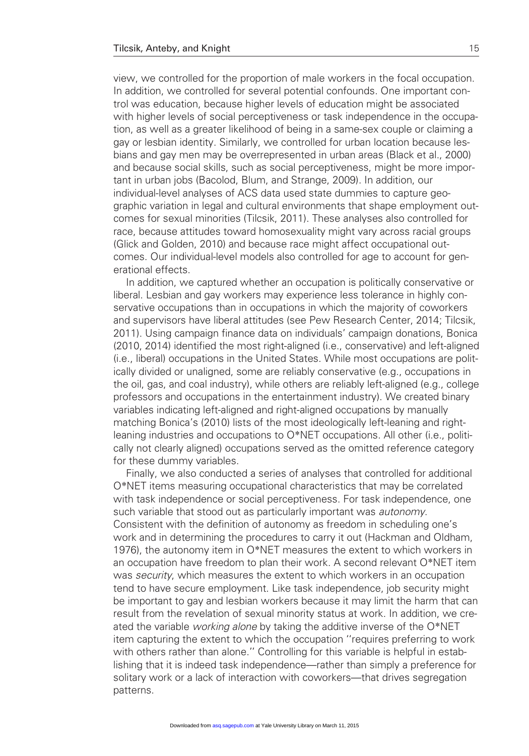view, we controlled for the proportion of male workers in the focal occupation. In addition, we controlled for several potential confounds. One important control was education, because higher levels of education might be associated with higher levels of social perceptiveness or task independence in the occupation, as well as a greater likelihood of being in a same-sex couple or claiming a gay or lesbian identity. Similarly, we controlled for urban location because lesbians and gay men may be overrepresented in urban areas (Black et al., 2000) and because social skills, such as social perceptiveness, might be more important in urban jobs (Bacolod, Blum, and Strange, 2009). In addition, our individual-level analyses of ACS data used state dummies to capture geographic variation in legal and cultural environments that shape employment outcomes for sexual minorities (Tilcsik, 2011). These analyses also controlled for race, because attitudes toward homosexuality might vary across racial groups (Glick and Golden, 2010) and because race might affect occupational outcomes. Our individual-level models also controlled for age to account for generational effects.

In addition, we captured whether an occupation is politically conservative or liberal. Lesbian and gay workers may experience less tolerance in highly conservative occupations than in occupations in which the majority of coworkers and supervisors have liberal attitudes (see Pew Research Center, 2014; Tilcsik, 2011). Using campaign finance data on individuals' campaign donations, Bonica (2010, 2014) identified the most right-aligned (i.e., conservative) and left-aligned (i.e., liberal) occupations in the United States. While most occupations are politically divided or unaligned, some are reliably conservative (e.g., occupations in the oil, gas, and coal industry), while others are reliably left-aligned (e.g., college professors and occupations in the entertainment industry). We created binary variables indicating left-aligned and right-aligned occupations by manually matching Bonica's (2010) lists of the most ideologically left-leaning and right-leaning industries and occupations to O*NET occupations. All other (i.e., politically not clearly aligned) occupations served as the omitted reference category for these dummy variables.

Finally, we also conducted a series of analyses that controlled for additional O*NET items measuring occupational characteristics that may be correlated with task independence or social perceptiveness. For task independence, one such variable that stood out as particularly important was *autonomy*. Consistent with the definition of autonomy as freedom in scheduling one's work and in determining the procedures to carry it out (Hackman and Oldham, 1976), the autonomy item in O*NET measures the extent to which workers in an occupation have freedom to plan their work. A second relevant O*NET item was *security*, which measures the extent to which workers in an occupation tend to have secure employment. Like task independence, job security might be important to gay and lesbian workers because it may limit the harm that can result from the revelation of sexual minority status at work. In addition, we created the variable *working alone* by taking the additive inverse of the O*NET item capturing the extent to which the occupation "requires preferring to work with others rather than alone." Controlling for this variable is helpful in establishing that it is indeed task independence—rather than simply a preference for solitary work or a lack of interaction with coworkers—that drives segregation patterns.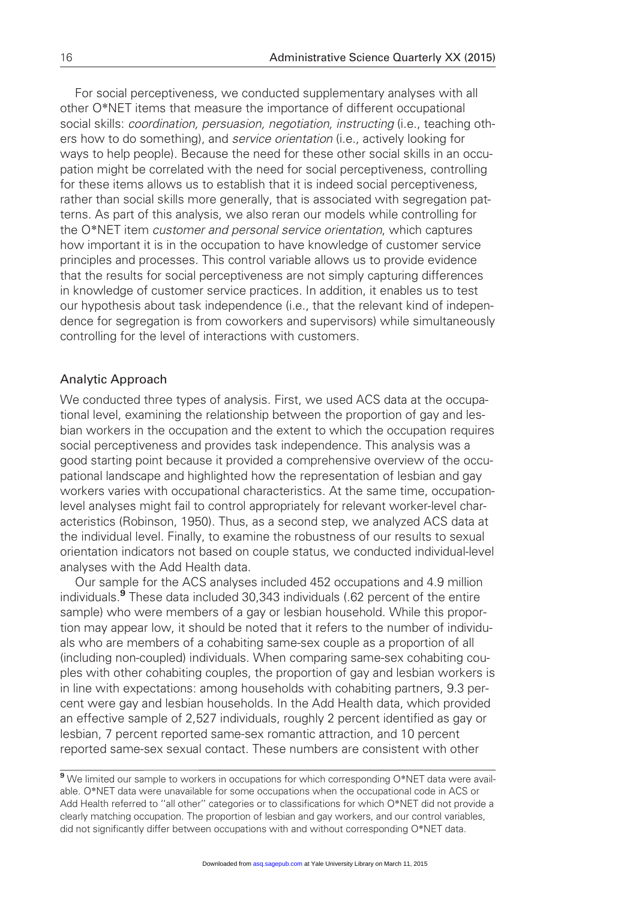For social perceptiveness, we conducted supplementary analyses with all other O*NET items that measure the importance of different occupational social skills: *coordination, persuasion, negotiation, instructing* (i.e., teaching others how to do something), and *service orientation* (i.e., actively looking for ways to help people). Because the need for these other social skills in an occupation might be correlated with the need for social perceptiveness, controlling for these items allows us to establish that it is indeed social perceptiveness, rather than social skills more generally, that is associated with segregation patterns. As part of this analysis, we also reran our models while controlling for the O*NET item *customer and personal service orientation*, which captures how important it is in the occupation to have knowledge of customer service principles and processes. This control variable allows us to provide evidence that the results for social perceptiveness are not simply capturing differences in knowledge of customer service practices. In addition, it enables us to test our hypothesis about task independence (i.e., that the relevant kind of independence for segregation is from coworkers and supervisors) while simultaneously controlling for the level of interactions with customers.

## Analytic Approach

We conducted three types of analysis. First, we used ACS data at the occupational level, examining the relationship between the proportion of gay and lesbian workers in the occupation and the extent to which the occupation requires social perceptiveness and provides task independence. This analysis was a good starting point because it provided a comprehensive overview of the occupational landscape and highlighted how the representation of lesbian and gay workers varies with occupational characteristics. At the same time, occupation-level analyses might fail to control appropriately for relevant worker-level characteristics (Robinson, 1950). Thus, as a second step, we analyzed ACS data at the individual level. Finally, to examine the robustness of our results to sexual orientation indicators not based on couple status, we conducted individual-level analyses with the Add Health data.

Our sample for the ACS analyses included 452 occupations and 4.9 million individuals.[9] These data included 30,343 individuals (.62 percent of the entire sample) who were members of a gay or lesbian household. While this proportion may appear low, it should be noted that it refers to the number of individuals who are members of a cohabiting same-sex couple as a proportion of all (including non-coupled) individuals. When comparing same-sex cohabiting couples with other cohabiting couples, the proportion of gay and lesbian workers is in line with expectations: among households with cohabiting partners, 9.3 percent were gay and lesbian households. In the Add Health data, which provided an effective sample of 2,527 individuals, roughly 2 percent identified as gay or lesbian, 7 percent reported same-sex romantic attraction, and 10 percent reported same-sex sexual contact. These numbers are consistent with other

[9] We limited our sample to workers in occupations for which corresponding O*NET data were available. O*NET data were unavailable for some occupations when the occupational code in ACS or Add Health referred to "all other" categories or to classifications for which O*NET did not provide a clearly matching occupation. The proportion of lesbian and gay workers, and our control variables, did not significantly differ between occupations with and without corresponding O*NET data.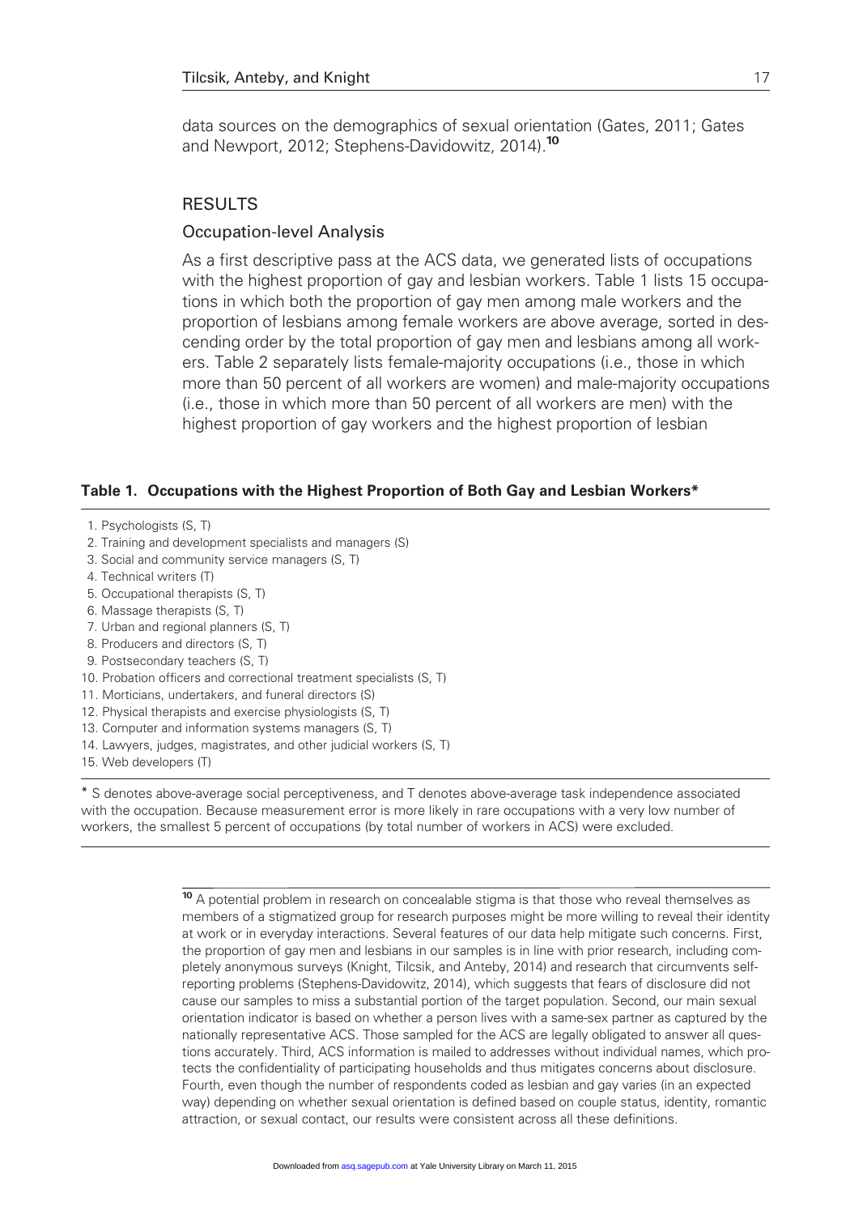data sources on the demographics of sexual orientation (Gates, 2011; Gates and Newport, 2012; Stephens-Davidowitz, 2014).[10]

## RESULTS

### Occupation-level Analysis

As a first descriptive pass at the ACS data, we generated lists of occupations with the highest proportion of gay and lesbian workers. Table 1 lists 15 occupations in which both the proportion of gay men among male workers and the proportion of lesbians among female workers are above average, sorted in descending order by the total proportion of gay men and lesbians among all workers. Table 2 separately lists female-majority occupations (i.e., those in which more than 50 percent of all workers are women) and male-majority occupations (i.e., those in which more than 50 percent of all workers are men) with the highest proportion of gay workers and the highest proportion of lesbian

**Table 1. Occupations with the Highest Proportion of Both Gay and Lesbian Workers***

1. Psychologists (S, T)
2. Training and development specialists and managers (S)
3. Social and community service managers (S, T)
4. Technical writers (T)
5. Occupational therapists (S, T)
6. Massage therapists (S, T)
7. Urban and regional planners (S, T)
8. Producers and directors (S, T)
9. Postsecondary teachers (S, T)
10. Probation officers and correctional treatment specialists (S, T)
11. Morticians, undertakers, and funeral directors (S)
12. Physical therapists and exercise physiologists (S, T)
13. Computer and information systems managers (S, T)
14. Lawyers, judges, magistrates, and other judicial workers (S, T)
15. Web developers (T)

* S denotes above-average social perceptiveness, and T denotes above-average task independence associated with the occupation. Because measurement error is more likely in rare occupations with a very low number of workers, the smallest 5 percent of occupations (by total number of workers in ACS) were excluded.

[10] A potential problem in research on concealable stigma is that those who reveal themselves as members of a stigmatized group for research purposes might be more willing to reveal their identity at work or in everyday interactions. Several features of our data help mitigate such concerns. First, the proportion of gay men and lesbians in our samples is in line with prior research, including completely anonymous surveys (Knight, Tilcsik, and Anteby, 2014) and research that circumvents self-reporting problems (Stephens-Davidowitz, 2014), which suggests that fears of disclosure did not cause our samples to miss a substantial portion of the target population. Second, our main sexual orientation indicator is based on whether a person lives with a same-sex partner as captured by the nationally representative ACS. Those sampled for the ACS are legally obligated to answer all questions accurately. Third, ACS information is mailed to addresses without individual names, which protects the confidentiality of participating households and thus mitigates concerns about disclosure. Fourth, even though the number of respondents coded as lesbian and gay varies (in an expected way) depending on whether sexual orientation is defined based on couple status, identity, romantic attraction, or sexual contact, our results were consistent across all these definitions.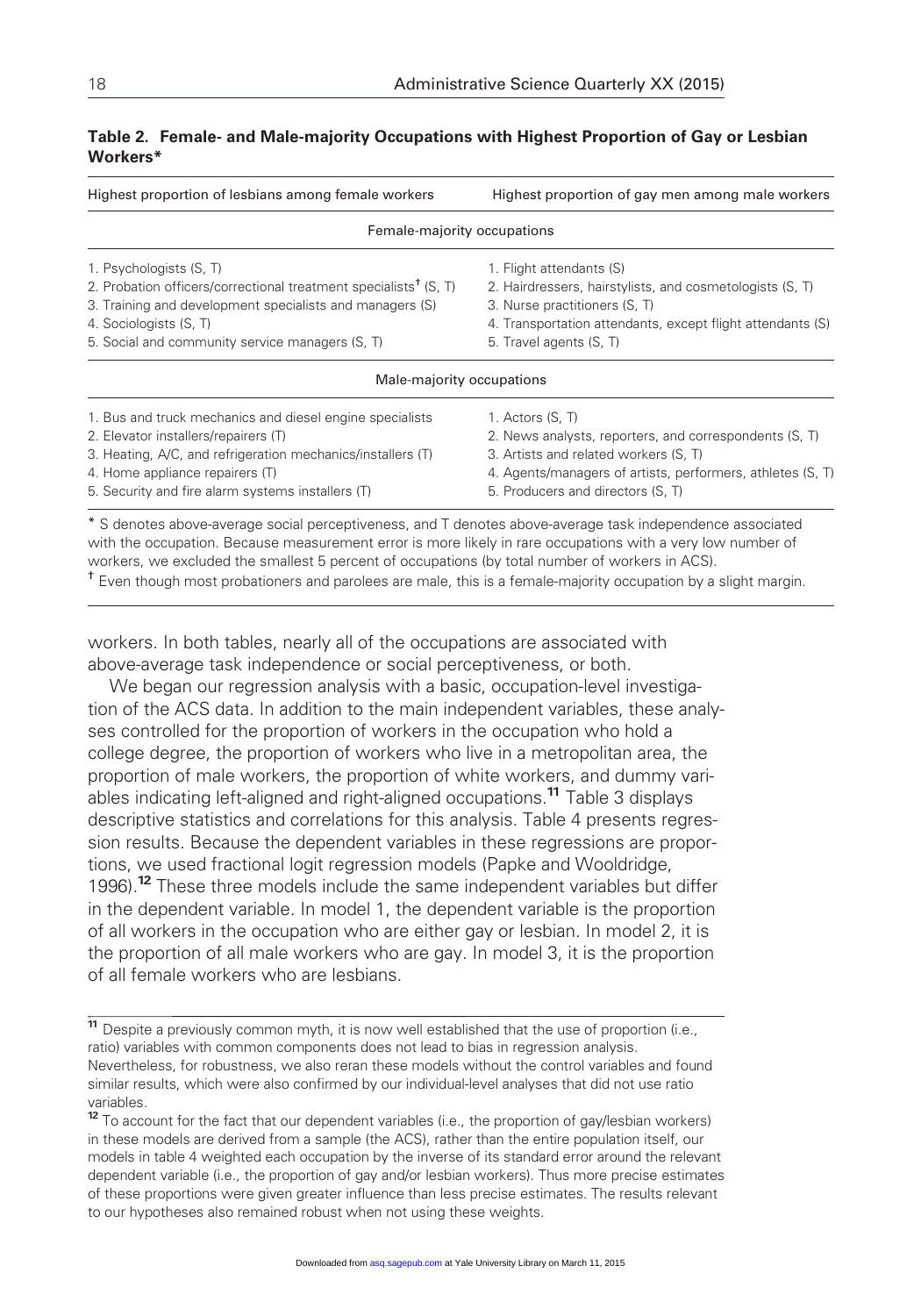**Table 2. Female- and Male-majority Occupations with Highest Proportion of Gay or Lesbian Workers***

| Highest proportion of lesbians among female workers | Highest proportion of gay men among male workers |
|---|---|
| **Female-majority occupations** | |
| 1. Psychologists (S, T) | 1. Flight attendants (S) |
| 2. Probation officers/correctional treatment specialists† (S, T) | 2. Hairdressers, hairstylists, and cosmetologists (S, T) |
| 3. Training and development specialists and managers (S) | 3. Nurse practitioners (S, T) |
| 4. Sociologists (S, T) | 4. Transportation attendants, except flight attendants (S) |
| 5. Social and community service managers (S, T) | 5. Travel agents (S, T) |
| **Male-majority occupations** | |
| 1. Bus and truck mechanics and diesel engine specialists | 1. Actors (S, T) |
| 2. Elevator installers/repairers (T) | 2. News analysts, reporters, and correspondents (S, T) |
| 3. Heating, A/C, and refrigeration mechanics/installers (T) | 3. Artists and related workers (S, T) |
| 4. Home appliance repairers (T) | 4. Agents/managers of artists, performers, athletes (S, T) |
| 5. Security and fire alarm systems installers (T) | 5. Producers and directors (S, T) |

* S denotes above-average social perceptiveness, and T denotes above-average task independence associated with the occupation. Because measurement error is more likely in rare occupations with a very low number of workers, we excluded the smallest 5 percent of occupations (by total number of workers in ACS).

† Even though most probationers and parolees are male, this is a female-majority occupation by a slight margin.

workers. In both tables, nearly all of the occupations are associated with above-average task independence or social perceptiveness, or both.

We began our regression analysis with a basic, occupation-level investigation of the ACS data. In addition to the main independent variables, these analyses controlled for the proportion of workers in the occupation who hold a college degree, the proportion of workers who live in a metropolitan area, the proportion of male workers, the proportion of white workers, and dummy variables indicating left-aligned and right-aligned occupations.[11] Table 3 displays descriptive statistics and correlations for this analysis. Table 4 presents regression results. Because the dependent variables in these regressions are proportions, we used fractional logit regression models (Papke and Wooldridge, 1996).[12] These three models include the same independent variables but differ in the dependent variable. In model 1, the dependent variable is the proportion of all workers in the occupation who are either gay or lesbian. In model 2, it is the proportion of all male workers who are gay. In model 3, it is the proportion of all female workers who are lesbians.

[11] Despite a previously common myth, it is now well established that the use of proportion (i.e., ratio) variables with common components does not lead to bias in regression analysis. Nevertheless, for robustness, we also reran these models without the control variables and found similar results, which were also confirmed by our individual-level analyses that did not use ratio variables.

[12] To account for the fact that our dependent variables (i.e., the proportion of gay/lesbian workers) in these models are derived from a sample (the ACS), rather than the entire population itself, our models in table 4 weighted each occupation by the inverse of its standard error around the relevant dependent variable (i.e., the proportion of gay and/or lesbian workers). Thus more precise estimates of these proportions were given greater influence than less precise estimates. The results relevant to our hypotheses also remained robust when not using these weights.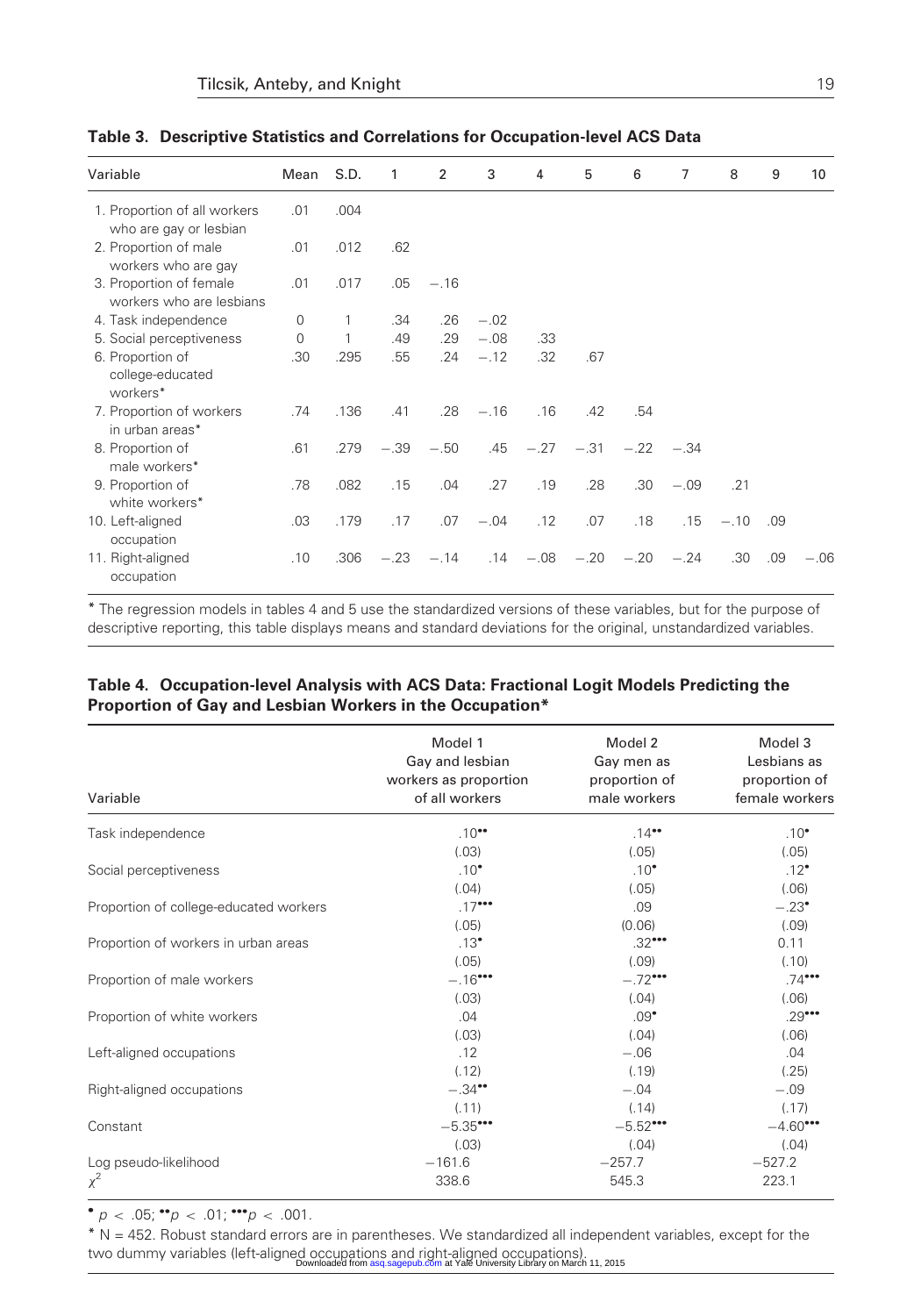**Table 3. Descriptive Statistics and Correlations for Occupation-level ACS Data**

| Variable | Mean | S.D. | 1 | 2 | 3 | 4 | 5 | 6 | 7 | 8 | 9 | 10 |
|---|---|---|---|---|---|---|---|---|---|---|---|---|
| 1. Proportion of all workers who are gay or lesbian | .01 | .004 | | | | | | | | | | |
| 2. Proportion of male workers who are gay | .01 | .012 | .62 | | | | | | | | | |
| 3. Proportion of female workers who are lesbians | .01 | .017 | .05 | −.16 | | | | | | | | |
| 4. Task independence | 0 | 1 | .34 | .26 | −.02 | | | | | | | |
| 5. Social perceptiveness | 0 | 1 | .49 | .29 | −.08 | .33 | | | | | | |
| 6. Proportion of college-educated workers* | .30 | .295 | .55 | .24 | −.12 | .32 | .67 | | | | | |
| 7. Proportion of workers in urban areas* | .74 | .136 | .41 | .28 | −.16 | .16 | .42 | .54 | | | | |
| 8. Proportion of male workers* | .61 | .279 | −.39 | −.50 | .45 | −.27 | −.31 | −.22 | −.34 | | | |
| 9. Proportion of white workers* | .78 | .082 | .15 | .04 | .27 | .19 | .28 | .30 | −.09 | .21 | | |
| 10. Left-aligned occupation | .03 | .179 | .17 | .07 | −.04 | .12 | .07 | .18 | .15 | −.10 | .09 | |
| 11. Right-aligned occupation | .10 | .306 | −.23 | −.14 | .14 | −.08 | −.20 | −.20 | −.24 | .30 | .09 | −.06 |

* The regression models in tables 4 and 5 use the standardized versions of these variables, but for the purpose of descriptive reporting, this table displays means and standard deviations for the original, unstandardized variables.

**Table 4. Occupation-level Analysis with ACS Data: Fractional Logit Models Predicting the Proportion of Gay and Lesbian Workers in the Occupation***

| Variable | Model 1 Gay and lesbian workers as proportion of all workers | Model 2 Gay men as proportion of male workers | Model 3 Lesbians as proportion of female workers |
|---|---|---|---|
| Task independence | .10•• | .14•• | .10• |
| | (.03) | (.05) | (.05) |
| Social perceptiveness | .10• | .10• | .12• |
| | (.04) | (.05) | (.06) |
| Proportion of college-educated workers | .17••• | .09 | −.23• |
| | (.05) | (0.06) | (.09) |
| Proportion of workers in urban areas | .13• | .32••• | 0.11 |
| | (.05) | (.09) | (.10) |
| Proportion of male workers | −.16••• | −.72••• | .74••• |
| | (.03) | (.04) | (.06) |
| Proportion of white workers | .04 | .09• | .29••• |
| | (.03) | (.04) | (.06) |
| Left-aligned occupations | .12 | −.06 | .04 |
| | (.12) | (.19) | (.25) |
| Right-aligned occupations | −.34•• | −.04 | −.09 |
| | (.11) | (.14) | (.17) |
| Constant | −5.35••• | −5.52••• | −4.60••• |
| | (.03) | (.04) | (.04) |
| Log pseudo-likelihood | −161.6 | −257.7 | −527.2 |
| $\chi^2$ | 338.6 | 545.3 | 223.1 |

• $p < .05$; •• $p < .01$; ••• $p < .001$.

* N = 452. Robust standard errors are in parentheses. We standardized all independent variables, except for the two dummy variables (left-aligned occupations and right-aligned occupations).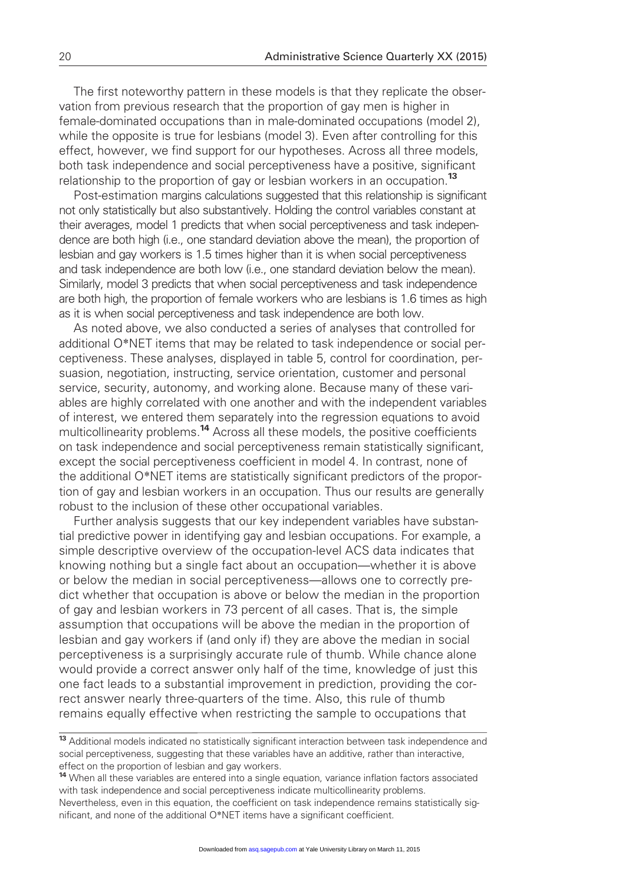The first noteworthy pattern in these models is that they replicate the observation from previous research that the proportion of gay men is higher in female-dominated occupations than in male-dominated occupations (model 2), while the opposite is true for lesbians (model 3). Even after controlling for this effect, however, we find support for our hypotheses. Across all three models, both task independence and social perceptiveness have a positive, significant relationship to the proportion of gay or lesbian workers in an occupation.[13]

Post-estimation margins calculations suggested that this relationship is significant not only statistically but also substantively. Holding the control variables constant at their averages, model 1 predicts that when social perceptiveness and task independence are both high (i.e., one standard deviation above the mean), the proportion of lesbian and gay workers is 1.5 times higher than it is when social perceptiveness and task independence are both low (i.e., one standard deviation below the mean). Similarly, model 3 predicts that when social perceptiveness and task independence are both high, the proportion of female workers who are lesbians is 1.6 times as high as it is when social perceptiveness and task independence are both low.

As noted above, we also conducted a series of analyses that controlled for additional O*NET items that may be related to task independence or social perceptiveness. These analyses, displayed in table 5, control for coordination, persuasion, negotiation, instructing, service orientation, customer and personal service, security, autonomy, and working alone. Because many of these variables are highly correlated with one another and with the independent variables of interest, we entered them separately into the regression equations to avoid multicollinearity problems.[14] Across all these models, the positive coefficients on task independence and social perceptiveness remain statistically significant, except the social perceptiveness coefficient in model 4. In contrast, none of the additional O*NET items are statistically significant predictors of the proportion of gay and lesbian workers in an occupation. Thus our results are generally robust to the inclusion of these other occupational variables.

Further analysis suggests that our key independent variables have substantial predictive power in identifying gay and lesbian occupations. For example, a simple descriptive overview of the occupation-level ACS data indicates that knowing nothing but a single fact about an occupation—whether it is above or below the median in social perceptiveness—allows one to correctly predict whether that occupation is above or below the median in the proportion of gay and lesbian workers in 73 percent of all cases. That is, the simple assumption that occupations will be above the median in the proportion of lesbian and gay workers if (and only if) they are above the median in social perceptiveness is a surprisingly accurate rule of thumb. While chance alone would provide a correct answer only half of the time, knowledge of just this one fact leads to a substantial improvement in prediction, providing the correct answer nearly three-quarters of the time. Also, this rule of thumb remains equally effective when restricting the sample to occupations that

---

[13] Additional models indicated no statistically significant interaction between task independence and social perceptiveness, suggesting that these variables have an additive, rather than interactive, effect on the proportion of lesbian and gay workers.

[14] When all these variables are entered into a single equation, variance inflation factors associated with task independence and social perceptiveness indicate multicollinearity problems. Nevertheless, even in this equation, the coefficient on task independence remains statistically significant, and none of the additional O*NET items have a significant coefficient.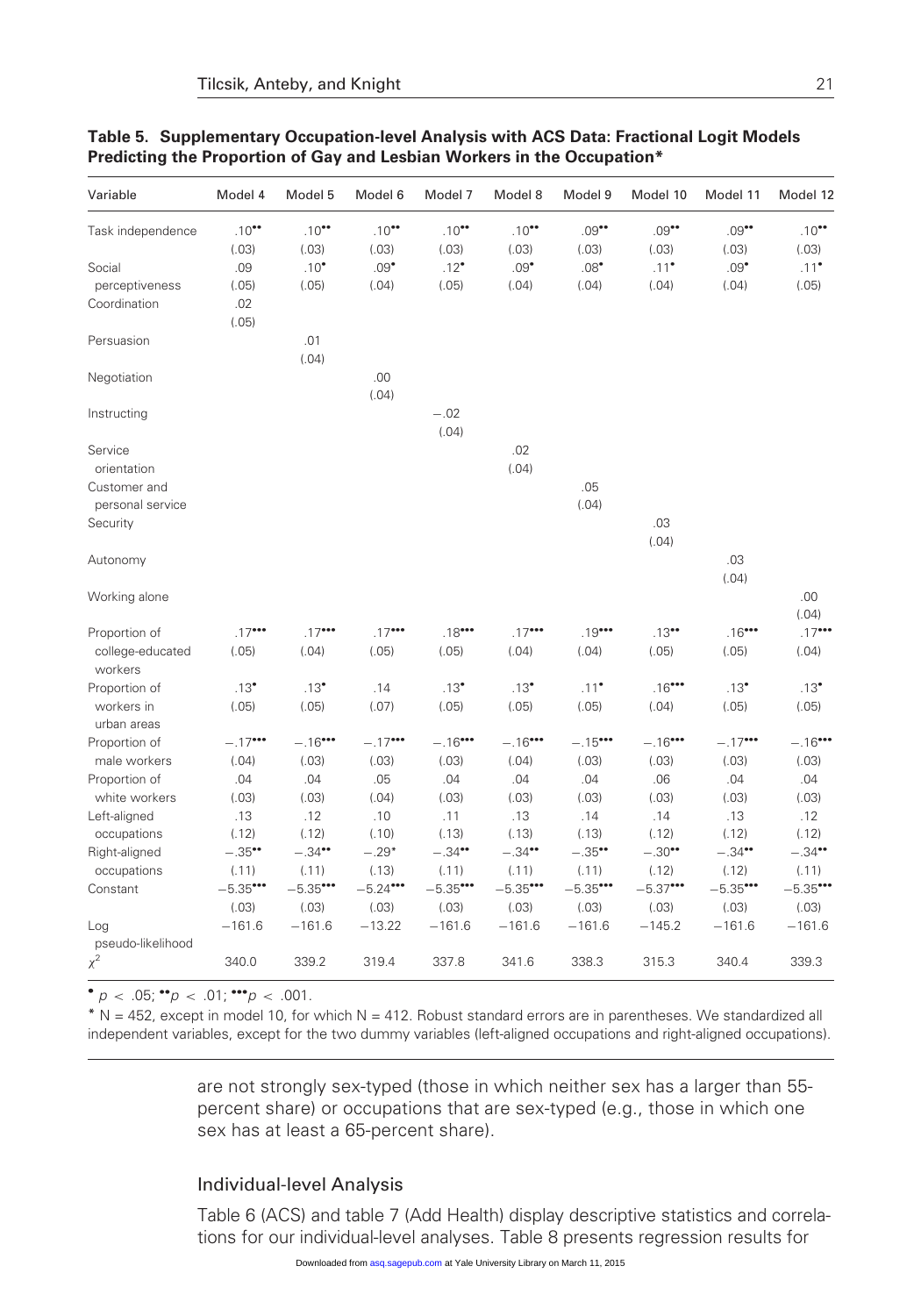**Table 5. Supplementary Occupation-level Analysis with ACS Data: Fractional Logit Models Predicting the Proportion of Gay and Lesbian Workers in the Occupation***

| Variable | Model 4 | Model 5 | Model 6 | Model 7 | Model 8 | Model 9 | Model 10 | Model 11 | Model 12 |
|---|---|---|---|---|---|---|---|---|---|
| Task independence | .10•• | .10•• | .10•• | .10•• | .10•• | .09•• | .09•• | .09•• | .10•• |
| | (.03) | (.03) | (.03) | (.03) | (.03) | (.03) | (.03) | (.03) | (.03) |
| Social perceptiveness | .09 | .10• | .09• | .12• | .09• | .08• | .11• | .09• | .11• |
| | (.05) | (.05) | (.04) | (.05) | (.04) | (.04) | (.04) | (.04) | (.05) |
| Coordination | .02 | | | | | | | | |
| | (.05) | | | | | | | | |
| Persuasion | | .01 | | | | | | | |
| | | (.04) | | | | | | | |
| Negotiation | | | .00 | | | | | | |
| | | | (.04) | | | | | | |
| Instructing | | | | −.02 | | | | | |
| | | | | (.04) | | | | | |
| Service orientation | | | | | .02 | | | | |
| | | | | | (.04) | | | | |
| Customer and personal service | | | | | | .05 | | | |
| | | | | | | (.04) | | | |
| Security | | | | | | | .03 | | |
| | | | | | | | (.04) | | |
| Autonomy | | | | | | | | .03 | |
| | | | | | | | | (.04) | |
| Working alone | | | | | | | | | .00 |
| | | | | | | | | | (.04) |
| Proportion of college-educated workers | .17••• | .17••• | .17••• | .18••• | .17••• | .19••• | .13•• | .16••• | .17••• |
| | (.05) | (.04) | (.05) | (.05) | (.04) | (.04) | (.05) | (.05) | (.04) |
| Proportion of workers in urban areas | .13• | .13• | .14 | .13• | .13• | .11• | .16••• | .13• | .13• |
| | (.05) | (.05) | (.07) | (.05) | (.05) | (.05) | (.04) | (.05) | (.05) |
| Proportion of male workers | −.17••• | −.16••• | −.17••• | −.16••• | −.16••• | −.15••• | −.16••• | −.17••• | −.16••• |
| | (.04) | (.03) | (.03) | (.03) | (.04) | (.03) | (.03) | (.03) | (.03) |
| Proportion of white workers | .04 | .04 | .05 | .04 | .04 | .04 | .06 | .04 | .04 |
| | (.03) | (.03) | (.04) | (.03) | (.03) | (.03) | (.03) | (.03) | (.03) |
| Left-aligned occupations | .13 | .12 | .10 | .11 | .13 | .14 | .14 | .13 | .12 |
| | (.12) | (.12) | (.10) | (.13) | (.13) | (.13) | (.12) | (.12) | (.12) |
| Right-aligned occupations | −.35•• | −.34•• | −.29* | −.34•• | −.34•• | −.35•• | −.30•• | −.34•• | −.34•• |
| | (.11) | (.11) | (.13) | (.11) | (.11) | (.11) | (.12) | (.12) | (.11) |
| Constant | −5.35••• | −5.35••• | −5.24••• | −5.35••• | −5.35••• | −5.35••• | −5.37••• | −5.35••• | −5.35••• |
| | (.03) | (.03) | (.03) | (.03) | (.03) | (.03) | (.03) | (.03) | (.03) |
| Log pseudo-likelihood | −161.6 | −161.6 | −13.22 | −161.6 | −161.6 | −161.6 | −145.2 | −161.6 | −161.6 |
| $\chi^2$ | 340.0 | 339.2 | 319.4 | 337.8 | 341.6 | 338.3 | 315.3 | 340.4 | 339.3 |

• $p < .05$; •• $p < .01$; ••• $p < .001$.

* N = 452, except in model 10, for which N = 412. Robust standard errors are in parentheses. We standardized all independent variables, except for the two dummy variables (left-aligned occupations and right-aligned occupations).

are not strongly sex-typed (those in which neither sex has a larger than 55-percent share) or occupations that are sex-typed (e.g., those in which one sex has at least a 65-percent share).

## Individual-level Analysis

Table 6 (ACS) and table 7 (Add Health) display descriptive statistics and correlations for our individual-level analyses. Table 8 presents regression results for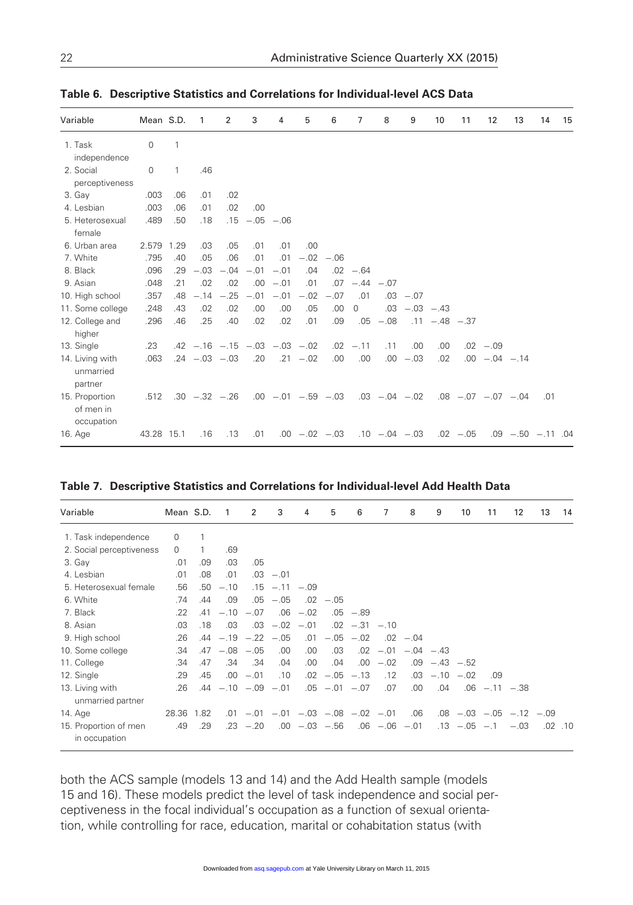**Table 6. Descriptive Statistics and Correlations for Individual-level ACS Data**

| Variable | Mean | S.D. | 1 | 2 | 3 | 4 | 5 | 6 | 7 | 8 | 9 | 10 | 11 | 12 | 13 | 14 | 15 |
|---|---|---|---|---|---|---|---|---|---|---|---|---|---|---|---|---|---|
| 1. Task independence | 0 | 1 | | | | | | | | | | | | | | | |
| 2. Social perceptiveness | 0 | 1 | .46 | | | | | | | | | | | | | | |
| 3. Gay | .003 | .06 | .01 | .02 | | | | | | | | | | | | | |
| 4. Lesbian | .003 | .06 | .01 | .02 | .00 | | | | | | | | | | | | |
| 5. Heterosexual female | .489 | .50 | .18 | .15 | −.05 | −.06 | | | | | | | | | | | |
| 6. Urban area | 2.579 | 1.29 | .03 | .05 | .01 | .01 | .00 | | | | | | | | | | |
| 7. White | .795 | .40 | .05 | .06 | .01 | .01 | −.02 | −.06 | | | | | | | | | |
| 8. Black | .096 | .29 | −.03 | −.04 | −.01 | −.01 | .04 | .02 | −.64 | | | | | | | | |
| 9. Asian | .048 | .21 | .02 | .02 | .00 | −.01 | .01 | .07 | −.44 | −.07 | | | | | | | |
| 10. High school | .357 | .48 | −.14 | −.25 | −.01 | −.01 | −.02 | −.07 | .01 | .03 | −.07 | | | | | | |
| 11. Some college | .248 | .43 | .02 | .02 | .00 | .00 | .05 | .00 | 0 | .03 | −.03 | −.43 | | | | | |
| 12. College and higher | .296 | .46 | .25 | .40 | .02 | .02 | .01 | .09 | .05 | −.08 | .11 | −.48 | −.37 | | | | |
| 13. Single | .23 | .42 | −.16 | −.15 | −.03 | −.03 | −.02 | .02 | −.11 | .11 | .00 | .00 | .02 | −.09 | | | |
| 14. Living with unmarried partner | .063 | .24 | −.03 | −.03 | .20 | .21 | −.02 | .00 | .00 | .00 | −.03 | .02 | .00 | −.04 | −.14 | | |
| 15. Proportion of men in occupation | .512 | .30 | −.32 | −.26 | .00 | −.01 | −.59 | −.03 | .03 | −.04 | −.02 | .08 | −.07 | −.07 | −.04 | .01 | |
| 16. Age | 43.28 | 15.1 | .16 | .13 | .01 | .00 | −.02 | −.03 | .10 | −.04 | −.03 | .02 | −.05 | .09 | −.50 | −.11 | .04 |

**Table 7. Descriptive Statistics and Correlations for Individual-level Add Health Data**

| Variable | Mean | S.D. | 1 | 2 | 3 | 4 | 5 | 6 | 7 | 8 | 9 | 10 | 11 | 12 | 13 | 14 |
|---|---|---|---|---|---|---|---|---|---|---|---|---|---|---|---|---|
| 1. Task independence | 0 | 1 | | | | | | | | | | | | | | |
| 2. Social perceptiveness | 0 | 1 | .69 | | | | | | | | | | | | | |
| 3. Gay | .01 | .09 | .03 | .05 | | | | | | | | | | | | |
| 4. Lesbian | .01 | .08 | .01 | .03 | −.01 | | | | | | | | | | | |
| 5. Heterosexual female | .56 | .50 | −.10 | .15 | −.11 | −.09 | | | | | | | | | | |
| 6. White | .74 | .44 | .09 | .05 | −.05 | .02 | −.05 | | | | | | | | | |
| 7. Black | .22 | .41 | −.10 | −.07 | .06 | −.02 | .05 | −.89 | | | | | | | | |
| 8. Asian | .03 | .18 | .03 | .03 | −.02 | −.01 | .02 | −.31 | −.10 | | | | | | | |
| 9. High school | .26 | .44 | −.19 | −.22 | −.05 | .01 | −.05 | −.02 | .02 | −.04 | | | | | | |
| 10. Some college | .34 | .47 | −.08 | −.05 | .00 | .00 | .03 | .02 | −.01 | −.04 | −.43 | | | | | |
| 11. College | .34 | .47 | .34 | .34 | .04 | .00 | .04 | .00 | −.02 | .09 | −.43 | −.52 | | | | |
| 12. Single | .29 | .45 | .00 | −.01 | .10 | .02 | −.05 | −.13 | .12 | .03 | −.10 | −.02 | .09 | | | |
| 13. Living with unmarried partner | .26 | .44 | −.10 | −.09 | −.01 | .05 | −.01 | −.07 | .07 | .00 | .04 | .06 | −.11 | −.38 | | |
| 14. Age | 28.36 | 1.82 | .01 | −.01 | −.01 | −.03 | −.08 | −.02 | −.01 | .06 | .08 | −.03 | −.05 | −.12 | −.09 | |
| 15. Proportion of men in occupation | .49 | .29 | .23 | −.20 | .00 | −.03 | −.56 | .06 | −.06 | −.01 | .13 | −.05 | −.1 | −.03 | .02 | .10 |

both the ACS sample (models 13 and 14) and the Add Health sample (models 15 and 16). These models predict the level of task independence and social perceptiveness in the focal individual's occupation as a function of sexual orientation, while controlling for race, education, marital or cohabitation status (with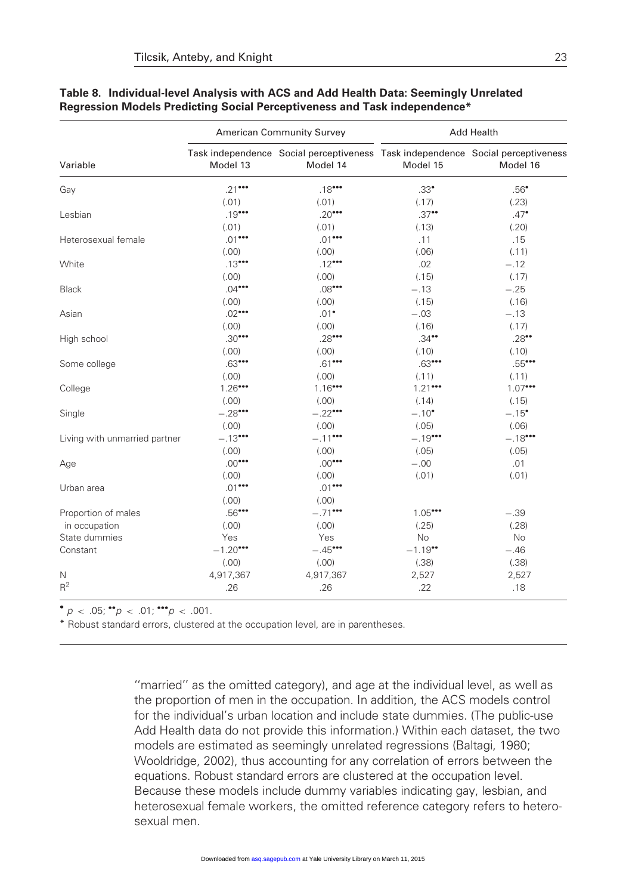**Table 8. Individual-level Analysis with ACS and Add Health Data: Seemingly Unrelated Regression Models Predicting Social Perceptiveness and Task independence***

| Variable | American Community Survey | | Add Health | |
|---|---|---|---|---|
| | Task independence Model 13 | Social perceptiveness Model 14 | Task independence Model 15 | Social perceptiveness Model 16 |
| Gay | .21••• | .18••• | .33• | .56• |
| | (.01) | (.01) | (.17) | (.23) |
| Lesbian | .19••• | .20••• | .37•• | .47• |
| | (.01) | (.01) | (.13) | (.20) |
| Heterosexual female | .01••• | .01••• | .11 | .15 |
| | (.00) | (.00) | (.06) | (.11) |
| White | .13••• | .12••• | .02 | −.12 |
| | (.00) | (.00) | (.15) | (.17) |
| Black | .04••• | .08••• | −.13 | −.25 |
| | (.00) | (.00) | (.15) | (.16) |
| Asian | .02••• | .01• | −.03 | −.13 |
| | (.00) | (.00) | (.16) | (.17) |
| High school | .30••• | .28••• | .34•• | .28•• |
| | (.00) | (.00) | (.10) | (.10) |
| Some college | .63••• | .61••• | .63••• | .55••• |
| | (.00) | (.00) | (.11) | (.11) |
| College | 1.26••• | 1.16••• | 1.21••• | 1.07••• |
| | (.00) | (.00) | (.14) | (.15) |
| Single | −.28••• | −.22••• | −.10• | −.15• |
| | (.00) | (.00) | (.05) | (.06) |
| Living with unmarried partner | −.13••• | −.11••• | −.19••• | −.18••• |
| | (.00) | (.00) | (.05) | (.05) |
| Age | .00••• | .00••• | −.00 | .01 |
| | (.00) | (.00) | (.01) | (.01) |
| Urban area | .01••• | .01••• | | |
| | (.00) | (.00) | | |
| Proportion of males in occupation | .56••• | −.71••• | 1.05••• | −.39 |
| | (.00) | (.00) | (.25) | (.28) |
| State dummies | Yes | Yes | No | No |
| Constant | −1.20••• | −.45••• | −1.19•• | −.46 |
| | (.00) | (.00) | (.38) | (.38) |
| N | 4,917,367 | 4,917,367 | 2,527 | 2,527 |
| $R^2$ | .26 | .26 | .22 | .18 |

• $p < .05$; •• $p < .01$; ••• $p < .001$.

* Robust standard errors, clustered at the occupation level, are in parentheses.

''married'' as the omitted category), and age at the individual level, as well as the proportion of men in the occupation. In addition, the ACS models control for the individual's urban location and include state dummies. (The public-use Add Health data do not provide this information.) Within each dataset, the two models are estimated as seemingly unrelated regressions (Baltagi, 1980; Wooldridge, 2002), thus accounting for any correlation of errors between the equations. Robust standard errors are clustered at the occupation level. Because these models include dummy variables indicating gay, lesbian, and heterosexual female workers, the omitted reference category refers to heterosexual men.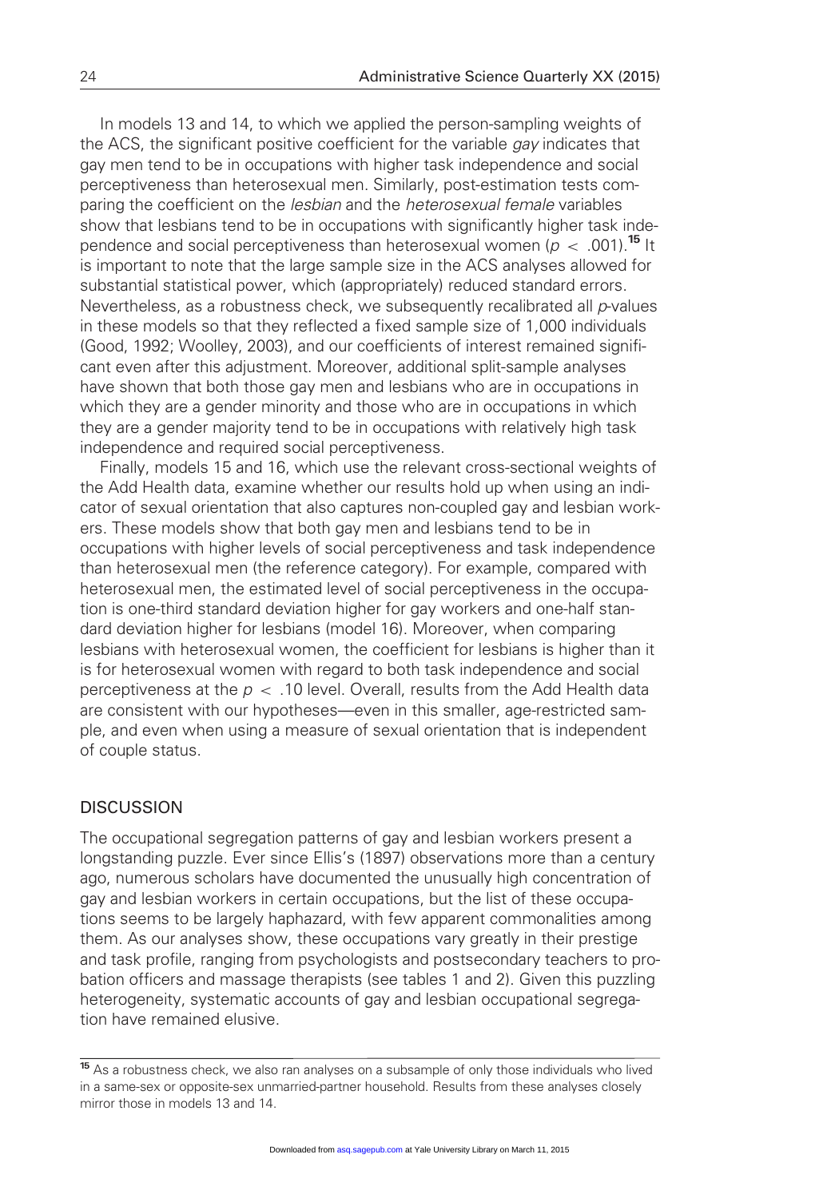In models 13 and 14, to which we applied the person-sampling weights of the ACS, the significant positive coefficient for the variable *gay* indicates that gay men tend to be in occupations with higher task independence and social perceptiveness than heterosexual men. Similarly, post-estimation tests comparing the coefficient on the *lesbian* and the *heterosexual female* variables show that lesbians tend to be in occupations with significantly higher task independence and social perceptiveness than heterosexual women ($p < .001$).[15] It is important to note that the large sample size in the ACS analyses allowed for substantial statistical power, which (appropriately) reduced standard errors. Nevertheless, as a robustness check, we subsequently recalibrated all *p*-values in these models so that they reflected a fixed sample size of 1,000 individuals (Good, 1992; Woolley, 2003), and our coefficients of interest remained significant even after this adjustment. Moreover, additional split-sample analyses have shown that both those gay men and lesbians who are in occupations in which they are a gender minority and those who are in occupations in which they are a gender majority tend to be in occupations with relatively high task independence and required social perceptiveness.

Finally, models 15 and 16, which use the relevant cross-sectional weights of the Add Health data, examine whether our results hold up when using an indicator of sexual orientation that also captures non-coupled gay and lesbian workers. These models show that both gay men and lesbians tend to be in occupations with higher levels of social perceptiveness and task independence than heterosexual men (the reference category). For example, compared with heterosexual men, the estimated level of social perceptiveness in the occupation is one-third standard deviation higher for gay workers and one-half standard deviation higher for lesbians (model 16). Moreover, when comparing lesbians with heterosexual women, the coefficient for lesbians is higher than it is for heterosexual women with regard to both task independence and social perceptiveness at the $p < .10$ level. Overall, results from the Add Health data are consistent with our hypotheses—even in this smaller, age-restricted sample, and even when using a measure of sexual orientation that is independent of couple status.

## DISCUSSION

The occupational segregation patterns of gay and lesbian workers present a longstanding puzzle. Ever since Ellis's (1897) observations more than a century ago, numerous scholars have documented the unusually high concentration of gay and lesbian workers in certain occupations, but the list of these occupations seems to be largely haphazard, with few apparent commonalities among them. As our analyses show, these occupations vary greatly in their prestige and task profile, ranging from psychologists and postsecondary teachers to probation officers and massage therapists (see tables 1 and 2). Given this puzzling heterogeneity, systematic accounts of gay and lesbian occupational segregation have remained elusive.

[15] As a robustness check, we also ran analyses on a subsample of only those individuals who lived in a same-sex or opposite-sex unmarried-partner household. Results from these analyses closely mirror those in models 13 and 14.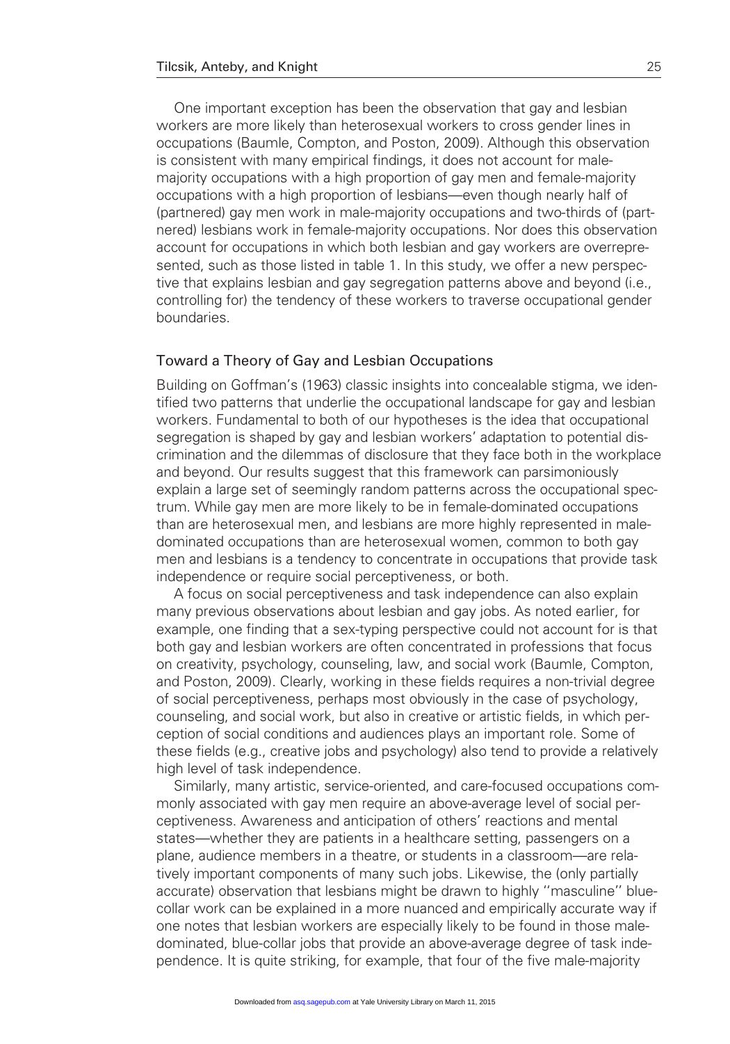One important exception has been the observation that gay and lesbian workers are more likely than heterosexual workers to cross gender lines in occupations (Baumle, Compton, and Poston, 2009). Although this observation is consistent with many empirical findings, it does not account for male-majority occupations with a high proportion of gay men and female-majority occupations with a high proportion of lesbians—even though nearly half of (partnered) gay men work in male-majority occupations and two-thirds of (partnered) lesbians work in female-majority occupations. Nor does this observation account for occupations in which both lesbian and gay workers are overrepresented, such as those listed in table 1. In this study, we offer a new perspective that explains lesbian and gay segregation patterns above and beyond (i.e., controlling for) the tendency of these workers to traverse occupational gender boundaries.

## Toward a Theory of Gay and Lesbian Occupations

Building on Goffman's (1963) classic insights into concealable stigma, we identified two patterns that underlie the occupational landscape for gay and lesbian workers. Fundamental to both of our hypotheses is the idea that occupational segregation is shaped by gay and lesbian workers' adaptation to potential discrimination and the dilemmas of disclosure that they face both in the workplace and beyond. Our results suggest that this framework can parsimoniously explain a large set of seemingly random patterns across the occupational spectrum. While gay men are more likely to be in female-dominated occupations than are heterosexual men, and lesbians are more highly represented in male-dominated occupations than are heterosexual women, common to both gay men and lesbians is a tendency to concentrate in occupations that provide task independence or require social perceptiveness, or both.

A focus on social perceptiveness and task independence can also explain many previous observations about lesbian and gay jobs. As noted earlier, for example, one finding that a sex-typing perspective could not account for is that both gay and lesbian workers are often concentrated in professions that focus on creativity, psychology, counseling, law, and social work (Baumle, Compton, and Poston, 2009). Clearly, working in these fields requires a non-trivial degree of social perceptiveness, perhaps most obviously in the case of psychology, counseling, and social work, but also in creative or artistic fields, in which perception of social conditions and audiences plays an important role. Some of these fields (e.g., creative jobs and psychology) also tend to provide a relatively high level of task independence.

Similarly, many artistic, service-oriented, and care-focused occupations commonly associated with gay men require an above-average level of social perceptiveness. Awareness and anticipation of others' reactions and mental states—whether they are patients in a healthcare setting, passengers on a plane, audience members in a theatre, or students in a classroom—are relatively important components of many such jobs. Likewise, the (only partially accurate) observation that lesbians might be drawn to highly "masculine" blue-collar work can be explained in a more nuanced and empirically accurate way if one notes that lesbian workers are especially likely to be found in those male-dominated, blue-collar jobs that provide an above-average degree of task independence. It is quite striking, for example, that four of the five male-majority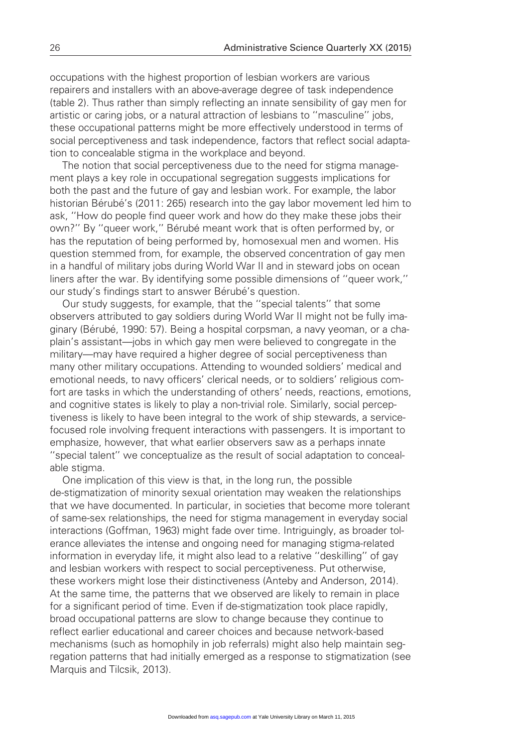occupations with the highest proportion of lesbian workers are various repairers and installers with an above-average degree of task independence (table 2). Thus rather than simply reflecting an innate sensibility of gay men for artistic or caring jobs, or a natural attraction of lesbians to ''masculine'' jobs, these occupational patterns might be more effectively understood in terms of social perceptiveness and task independence, factors that reflect social adaptation to concealable stigma in the workplace and beyond.

The notion that social perceptiveness due to the need for stigma management plays a key role in occupational segregation suggests implications for both the past and the future of gay and lesbian work. For example, the labor historian Bérubé's (2011: 265) research into the gay labor movement led him to ask, ''How do people find queer work and how do they make these jobs their own?'' By ''queer work,'' Bérubé meant work that is often performed by, or has the reputation of being performed by, homosexual men and women. His question stemmed from, for example, the observed concentration of gay men in a handful of military jobs during World War II and in steward jobs on ocean liners after the war. By identifying some possible dimensions of ''queer work,'' our study's findings start to answer Bérubé's question.

Our study suggests, for example, that the ''special talents'' that some observers attributed to gay soldiers during World War II might not be fully imaginary (Bérubé, 1990: 57). Being a hospital corpsman, a navy yeoman, or a chaplain's assistant—jobs in which gay men were believed to congregate in the military—may have required a higher degree of social perceptiveness than many other military occupations. Attending to wounded soldiers' medical and emotional needs, to navy officers' clerical needs, or to soldiers' religious comfort are tasks in which the understanding of others' needs, reactions, emotions, and cognitive states is likely to play a non-trivial role. Similarly, social perceptiveness is likely to have been integral to the work of ship stewards, a service-focused role involving frequent interactions with passengers. It is important to emphasize, however, that what earlier observers saw as a perhaps innate ''special talent'' we conceptualize as the result of social adaptation to concealable stigma.

One implication of this view is that, in the long run, the possible de-stigmatization of minority sexual orientation may weaken the relationships that we have documented. In particular, in societies that become more tolerant of same-sex relationships, the need for stigma management in everyday social interactions (Goffman, 1963) might fade over time. Intriguingly, as broader tolerance alleviates the intense and ongoing need for managing stigma-related information in everyday life, it might also lead to a relative ''deskilling'' of gay and lesbian workers with respect to social perceptiveness. Put otherwise, these workers might lose their distinctiveness (Anteby and Anderson, 2014). At the same time, the patterns that we observed are likely to remain in place for a significant period of time. Even if de-stigmatization took place rapidly, broad occupational patterns are slow to change because they continue to reflect earlier educational and career choices and because network-based mechanisms (such as homophily in job referrals) might also help maintain segregation patterns that had initially emerged as a response to stigmatization (see Marquis and Tilcsik, 2013).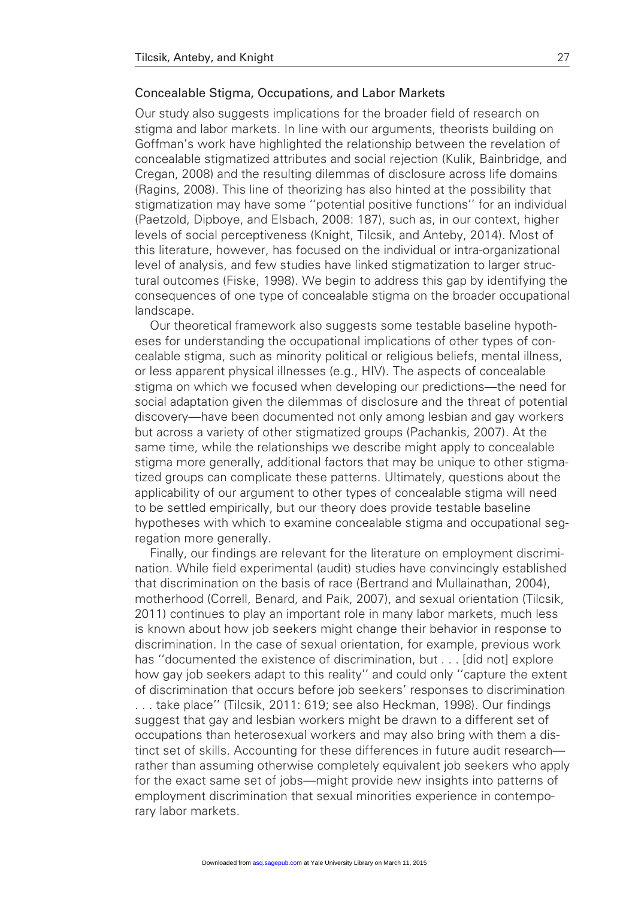## Concealable Stigma, Occupations, and Labor Markets

Our study also suggests implications for the broader field of research on stigma and labor markets. In line with our arguments, theorists building on Goffman's work have highlighted the relationship between the revelation of concealable stigmatized attributes and social rejection (Kulik, Bainbridge, and Cregan, 2008) and the resulting dilemmas of disclosure across life domains (Ragins, 2008). This line of theorizing has also hinted at the possibility that stigmatization may have some ''potential positive functions'' for an individual (Paetzold, Dipboye, and Elsbach, 2008: 187), such as, in our context, higher levels of social perceptiveness (Knight, Tilcsik, and Anteby, 2014). Most of this literature, however, has focused on the individual or intra-organizational level of analysis, and few studies have linked stigmatization to larger structural outcomes (Fiske, 1998). We begin to address this gap by identifying the consequences of one type of concealable stigma on the broader occupational landscape.

Our theoretical framework also suggests some testable baseline hypotheses for understanding the occupational implications of other types of concealable stigma, such as minority political or religious beliefs, mental illness, or less apparent physical illnesses (e.g., HIV). The aspects of concealable stigma on which we focused when developing our predictions—the need for social adaptation given the dilemmas of disclosure and the threat of potential discovery—have been documented not only among lesbian and gay workers but across a variety of other stigmatized groups (Pachankis, 2007). At the same time, while the relationships we describe might apply to concealable stigma more generally, additional factors that may be unique to other stigmatized groups can complicate these patterns. Ultimately, questions about the applicability of our argument to other types of concealable stigma will need to be settled empirically, but our theory does provide testable baseline hypotheses with which to examine concealable stigma and occupational segregation more generally.

Finally, our findings are relevant for the literature on employment discrimination. While field experimental (audit) studies have convincingly established that discrimination on the basis of race (Bertrand and Mullainathan, 2004), motherhood (Correll, Benard, and Paik, 2007), and sexual orientation (Tilcsik, 2011) continues to play an important role in many labor markets, much less is known about how job seekers might change their behavior in response to discrimination. In the case of sexual orientation, for example, previous work has ''documented the existence of discrimination, but . . . [did not] explore how gay job seekers adapt to this reality'' and could only ''capture the extent of discrimination that occurs before job seekers' responses to discrimination . . . take place'' (Tilcsik, 2011: 619; see also Heckman, 1998). Our findings suggest that gay and lesbian workers might be drawn to a different set of occupations than heterosexual workers and may also bring with them a distinct set of skills. Accounting for these differences in future audit research—rather than assuming otherwise completely equivalent job seekers who apply for the exact same set of jobs—might provide new insights into patterns of employment discrimination that sexual minorities experience in contemporary labor markets.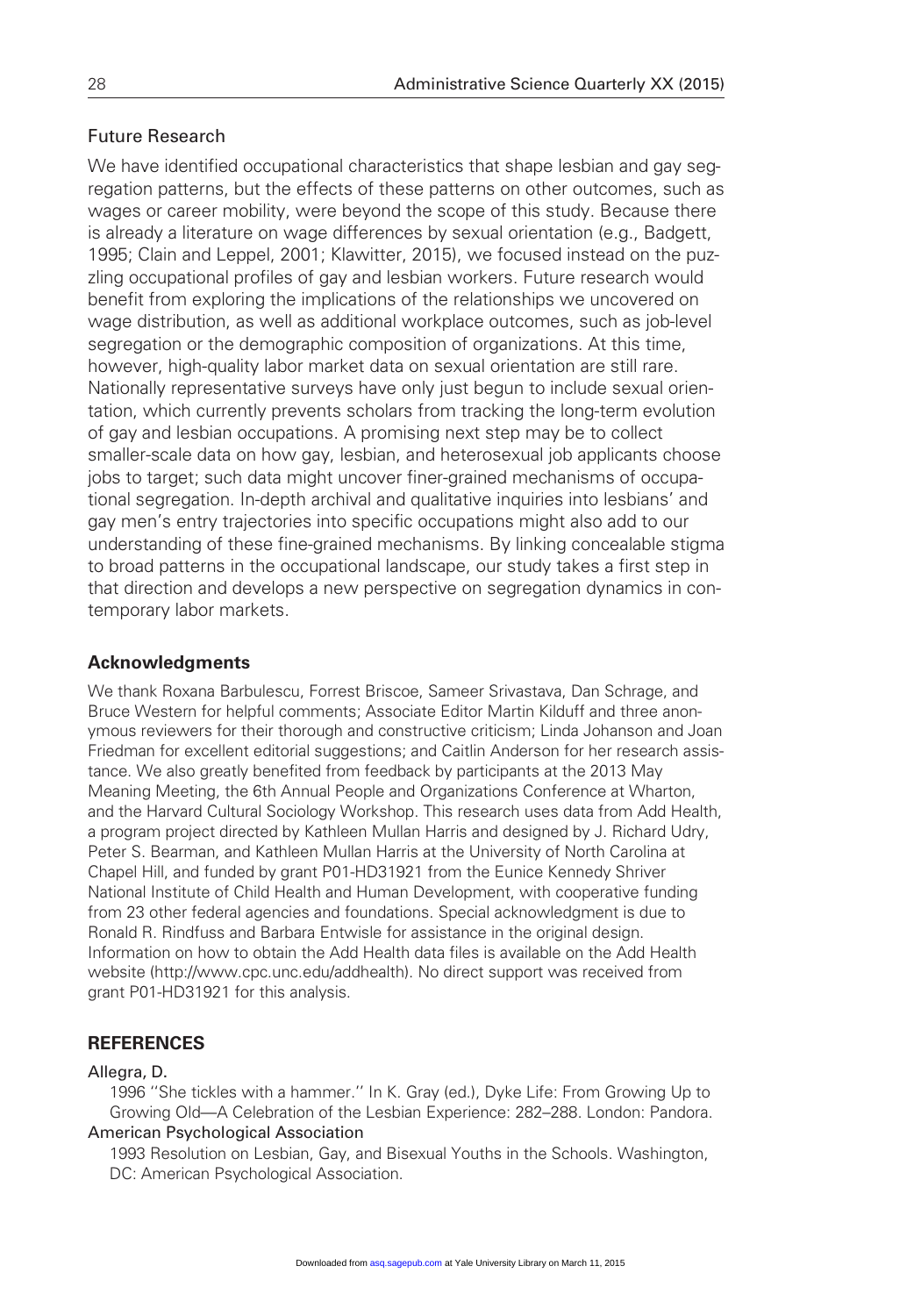## Future Research

We have identified occupational characteristics that shape lesbian and gay segregation patterns, but the effects of these patterns on other outcomes, such as wages or career mobility, were beyond the scope of this study. Because there is already a literature on wage differences by sexual orientation (e.g., Badgett, 1995; Clain and Leppel, 2001; Klawitter, 2015), we focused instead on the puzzling occupational profiles of gay and lesbian workers. Future research would benefit from exploring the implications of the relationships we uncovered on wage distribution, as well as additional workplace outcomes, such as job-level segregation or the demographic composition of organizations. At this time, however, high-quality labor market data on sexual orientation are still rare. Nationally representative surveys have only just begun to include sexual orientation, which currently prevents scholars from tracking the long-term evolution of gay and lesbian occupations. A promising next step may be to collect smaller-scale data on how gay, lesbian, and heterosexual job applicants choose jobs to target; such data might uncover finer-grained mechanisms of occupational segregation. In-depth archival and qualitative inquiries into lesbians' and gay men's entry trajectories into specific occupations might also add to our understanding of these fine-grained mechanisms. By linking concealable stigma to broad patterns in the occupational landscape, our study takes a first step in that direction and develops a new perspective on segregation dynamics in contemporary labor markets.

## Acknowledgments

We thank Roxana Barbulescu, Forrest Briscoe, Sameer Srivastava, Dan Schrage, and Bruce Western for helpful comments; Associate Editor Martin Kilduff and three anonymous reviewers for their thorough and constructive criticism; Linda Johanson and Joan Friedman for excellent editorial suggestions; and Caitlin Anderson for her research assistance. We also greatly benefited from feedback by participants at the 2013 May Meaning Meeting, the 6th Annual People and Organizations Conference at Wharton, and the Harvard Cultural Sociology Workshop. This research uses data from Add Health, a program project directed by Kathleen Mullan Harris and designed by J. Richard Udry, Peter S. Bearman, and Kathleen Mullan Harris at the University of North Carolina at Chapel Hill, and funded by grant P01-HD31921 from the Eunice Kennedy Shriver National Institute of Child Health and Human Development, with cooperative funding from 23 other federal agencies and foundations. Special acknowledgment is due to Ronald R. Rindfuss and Barbara Entwisle for assistance in the original design. Information on how to obtain the Add Health data files is available on the Add Health website (http://www.cpc.unc.edu/addhealth). No direct support was received from grant P01-HD31921 for this analysis.

## REFERENCES

Allegra, D.
1996 ''She tickles with a hammer.'' In K. Gray (ed.), Dyke Life: From Growing Up to Growing Old—A Celebration of the Lesbian Experience: 282–288. London: Pandora.

American Psychological Association
1993 Resolution on Lesbian, Gay, and Bisexual Youths in the Schools. Washington, DC: American Psychological Association.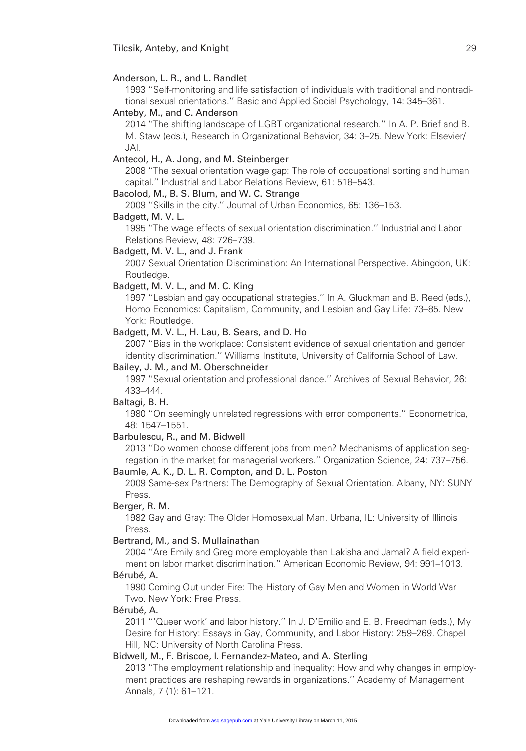Anderson, L. R., and L. Randlet
1993 ''Self-monitoring and life satisfaction of individuals with traditional and nontraditional sexual orientations.'' Basic and Applied Social Psychology, 14: 345–361.

Anteby, M., and C. Anderson
2014 ''The shifting landscape of LGBT organizational research.'' In A. P. Brief and B. M. Staw (eds.), Research in Organizational Behavior, 34: 3–25. New York: Elsevier/JAI.

Antecol, H., A. Jong, and M. Steinberger
2008 ''The sexual orientation wage gap: The role of occupational sorting and human capital.'' Industrial and Labor Relations Review, 61: 518–543.

Bacolod, M., B. S. Blum, and W. C. Strange
2009 ''Skills in the city.'' Journal of Urban Economics, 65: 136–153.

Badgett, M. V. L.
1995 ''The wage effects of sexual orientation discrimination.'' Industrial and Labor Relations Review, 48: 726–739.

Badgett, M. V. L., and J. Frank
2007 Sexual Orientation Discrimination: An International Perspective. Abingdon, UK: Routledge.

Badgett, M. V. L., and M. C. King
1997 ''Lesbian and gay occupational strategies.'' In A. Gluckman and B. Reed (eds.), Homo Economics: Capitalism, Community, and Lesbian and Gay Life: 73–85. New York: Routledge.

Badgett, M. V. L., H. Lau, B. Sears, and D. Ho
2007 ''Bias in the workplace: Consistent evidence of sexual orientation and gender identity discrimination.'' Williams Institute, University of California School of Law.

Bailey, J. M., and M. Oberschneider
1997 ''Sexual orientation and professional dance.'' Archives of Sexual Behavior, 26: 433–444.

Baltagi, B. H.
1980 ''On seemingly unrelated regressions with error components.'' Econometrica, 48: 1547–1551.

Barbulescu, R., and M. Bidwell
2013 ''Do women choose different jobs from men? Mechanisms of application segregation in the market for managerial workers.'' Organization Science, 24: 737–756.

Baumle, A. K., D. L. R. Compton, and D. L. Poston
2009 Same-sex Partners: The Demography of Sexual Orientation. Albany, NY: SUNY Press.

Berger, R. M.
1982 Gay and Gray: The Older Homosexual Man. Urbana, IL: University of Illinois Press.

Bertrand, M., and S. Mullainathan
2004 ''Are Emily and Greg more employable than Lakisha and Jamal? A field experiment on labor market discrimination.'' American Economic Review, 94: 991–1013.

Bérubé, A.
1990 Coming Out under Fire: The History of Gay Men and Women in World War Two. New York: Free Press.

Bérubé, A.
2011 '''Queer work' and labor history.'' In J. D'Emilio and E. B. Freedman (eds.), My Desire for History: Essays in Gay, Community, and Labor History: 259–269. Chapel Hill, NC: University of North Carolina Press.

Bidwell, M., F. Briscoe, I. Fernandez-Mateo, and A. Sterling
2013 ''The employment relationship and inequality: How and why changes in employment practices are reshaping rewards in organizations.'' Academy of Management Annals, 7 (1): 61–121.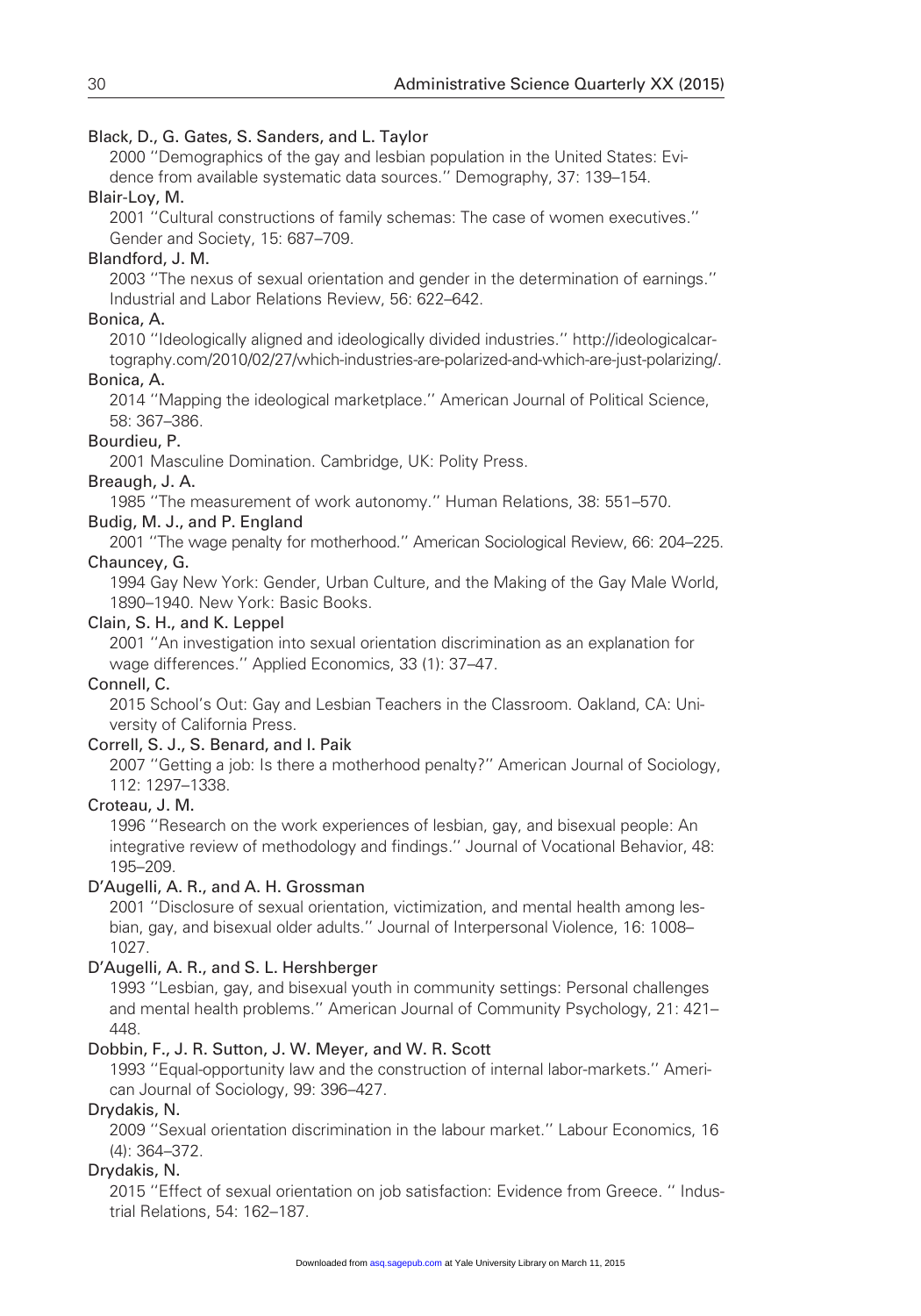Black, D., G. Gates, S. Sanders, and L. Taylor

2000 ''Demographics of the gay and lesbian population in the United States: Evidence from available systematic data sources.'' Demography, 37: 139–154.

Blair-Loy, M.

2001 ''Cultural constructions of family schemas: The case of women executives.'' Gender and Society, 15: 687–709.

Blandford, J. M.

2003 ''The nexus of sexual orientation and gender in the determination of earnings.'' Industrial and Labor Relations Review, 56: 622–642.

Bonica, A.

2010 ''Ideologically aligned and ideologically divided industries.'' http://ideologicalcartography.com/2010/02/27/which-industries-are-polarized-and-which-are-just-polarizing/.

Bonica, A.

2014 ''Mapping the ideological marketplace.'' American Journal of Political Science, 58: 367–386.

Bourdieu, P.

2001 Masculine Domination. Cambridge, UK: Polity Press.

Breaugh, J. A.

1985 ''The measurement of work autonomy.'' Human Relations, 38: 551–570.

Budig, M. J., and P. England

2001 ''The wage penalty for motherhood.'' American Sociological Review, 66: 204–225.

Chauncey, G.

1994 Gay New York: Gender, Urban Culture, and the Making of the Gay Male World, 1890–1940. New York: Basic Books.

Clain, S. H., and K. Leppel

2001 ''An investigation into sexual orientation discrimination as an explanation for wage differences.'' Applied Economics, 33 (1): 37–47.

Connell, C.

2015 School's Out: Gay and Lesbian Teachers in the Classroom. Oakland, CA: University of California Press.

Correll, S. J., S. Benard, and I. Paik

2007 ''Getting a job: Is there a motherhood penalty?'' American Journal of Sociology, 112: 1297–1338.

Croteau, J. M.

1996 ''Research on the work experiences of lesbian, gay, and bisexual people: An integrative review of methodology and findings.'' Journal of Vocational Behavior, 48: 195–209.

D'Augelli, A. R., and A. H. Grossman

2001 ''Disclosure of sexual orientation, victimization, and mental health among lesbian, gay, and bisexual older adults.'' Journal of Interpersonal Violence, 16: 1008–1027.

D'Augelli, A. R., and S. L. Hershberger

1993 ''Lesbian, gay, and bisexual youth in community settings: Personal challenges and mental health problems.'' American Journal of Community Psychology, 21: 421–448.

Dobbin, F., J. R. Sutton, J. W. Meyer, and W. R. Scott

1993 ''Equal-opportunity law and the construction of internal labor-markets.'' American Journal of Sociology, 99: 396–427.

Drydakis, N.

2009 ''Sexual orientation discrimination in the labour market.'' Labour Economics, 16 (4): 364–372.

Drydakis, N.

2015 ''Effect of sexual orientation on job satisfaction: Evidence from Greece. '' Industrial Relations, 54: 162–187.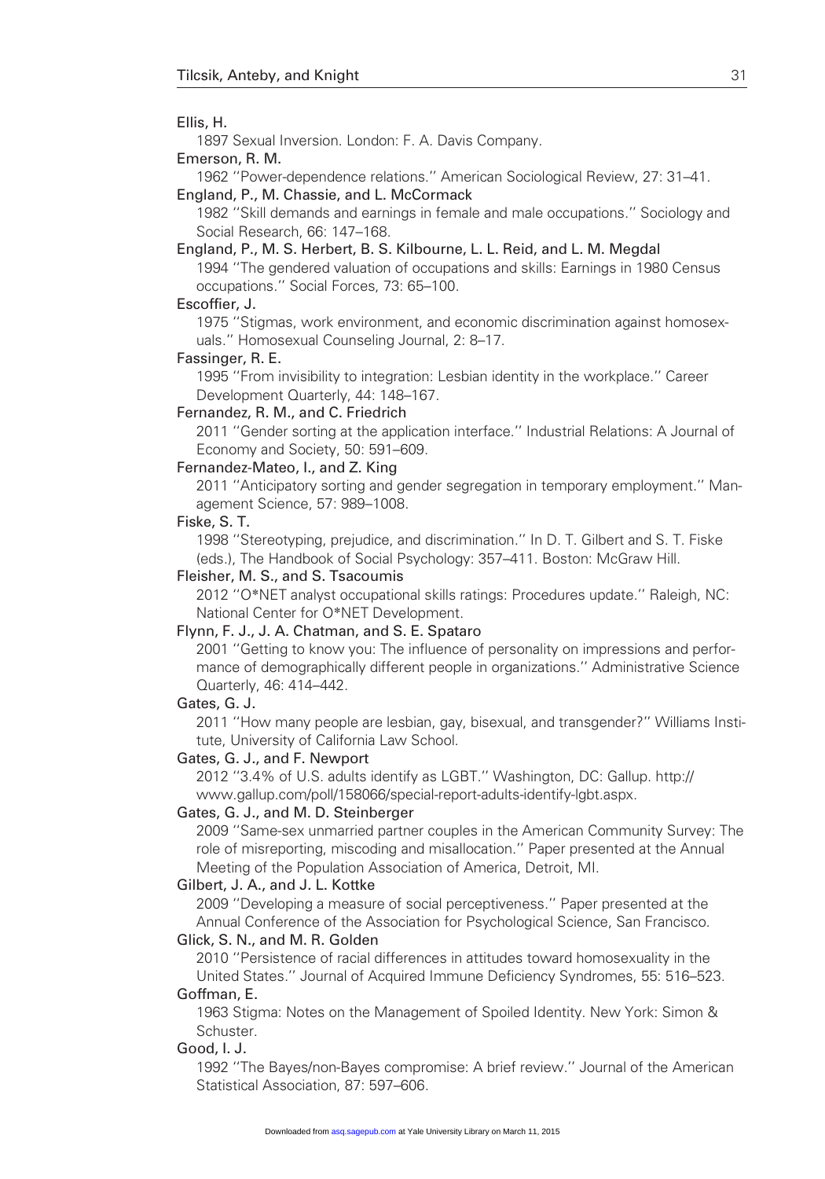Ellis, H.
1897 Sexual Inversion. London: F. A. Davis Company.

Emerson, R. M.
1962 ''Power-dependence relations.'' American Sociological Review, 27: 31–41.

England, P., M. Chassie, and L. McCormack
1982 ''Skill demands and earnings in female and male occupations.'' Sociology and Social Research, 66: 147–168.

England, P., M. S. Herbert, B. S. Kilbourne, L. L. Reid, and L. M. Megdal
1994 ''The gendered valuation of occupations and skills: Earnings in 1980 Census occupations.'' Social Forces, 73: 65–100.

Escoffier, J.
1975 ''Stigmas, work environment, and economic discrimination against homosexuals.'' Homosexual Counseling Journal, 2: 8–17.

Fassinger, R. E.
1995 ''From invisibility to integration: Lesbian identity in the workplace.'' Career Development Quarterly, 44: 148–167.

Fernandez, R. M., and C. Friedrich
2011 ''Gender sorting at the application interface.'' Industrial Relations: A Journal of Economy and Society, 50: 591–609.

Fernandez-Mateo, I., and Z. King
2011 ''Anticipatory sorting and gender segregation in temporary employment.'' Management Science, 57: 989–1008.

Fiske, S. T.
1998 ''Stereotyping, prejudice, and discrimination.'' In D. T. Gilbert and S. T. Fiske (eds.), The Handbook of Social Psychology: 357–411. Boston: McGraw Hill.

Fleisher, M. S., and S. Tsacoumis
2012 ''O*NET analyst occupational skills ratings: Procedures update.'' Raleigh, NC: National Center for O*NET Development.

Flynn, F. J., J. A. Chatman, and S. E. Spataro
2001 ''Getting to know you: The influence of personality on impressions and performance of demographically different people in organizations.'' Administrative Science Quarterly, 46: 414–442.

Gates, G. J.
2011 ''How many people are lesbian, gay, bisexual, and transgender?'' Williams Institute, University of California Law School.

Gates, G. J., and F. Newport
2012 ''3.4% of U.S. adults identify as LGBT.'' Washington, DC: Gallup. http://www.gallup.com/poll/158066/special-report-adults-identify-lgbt.aspx.

Gates, G. J., and M. D. Steinberger
2009 ''Same-sex unmarried partner couples in the American Community Survey: The role of misreporting, miscoding and misallocation.'' Paper presented at the Annual Meeting of the Population Association of America, Detroit, MI.

Gilbert, J. A., and J. L. Kottke
2009 ''Developing a measure of social perceptiveness.'' Paper presented at the Annual Conference of the Association for Psychological Science, San Francisco.

Glick, S. N., and M. R. Golden
2010 ''Persistence of racial differences in attitudes toward homosexuality in the United States.'' Journal of Acquired Immune Deficiency Syndromes, 55: 516–523.

Goffman, E.
1963 Stigma: Notes on the Management of Spoiled Identity. New York: Simon & Schuster.

Good, I. J.
1992 ''The Bayes/non-Bayes compromise: A brief review.'' Journal of the American Statistical Association, 87: 597–606.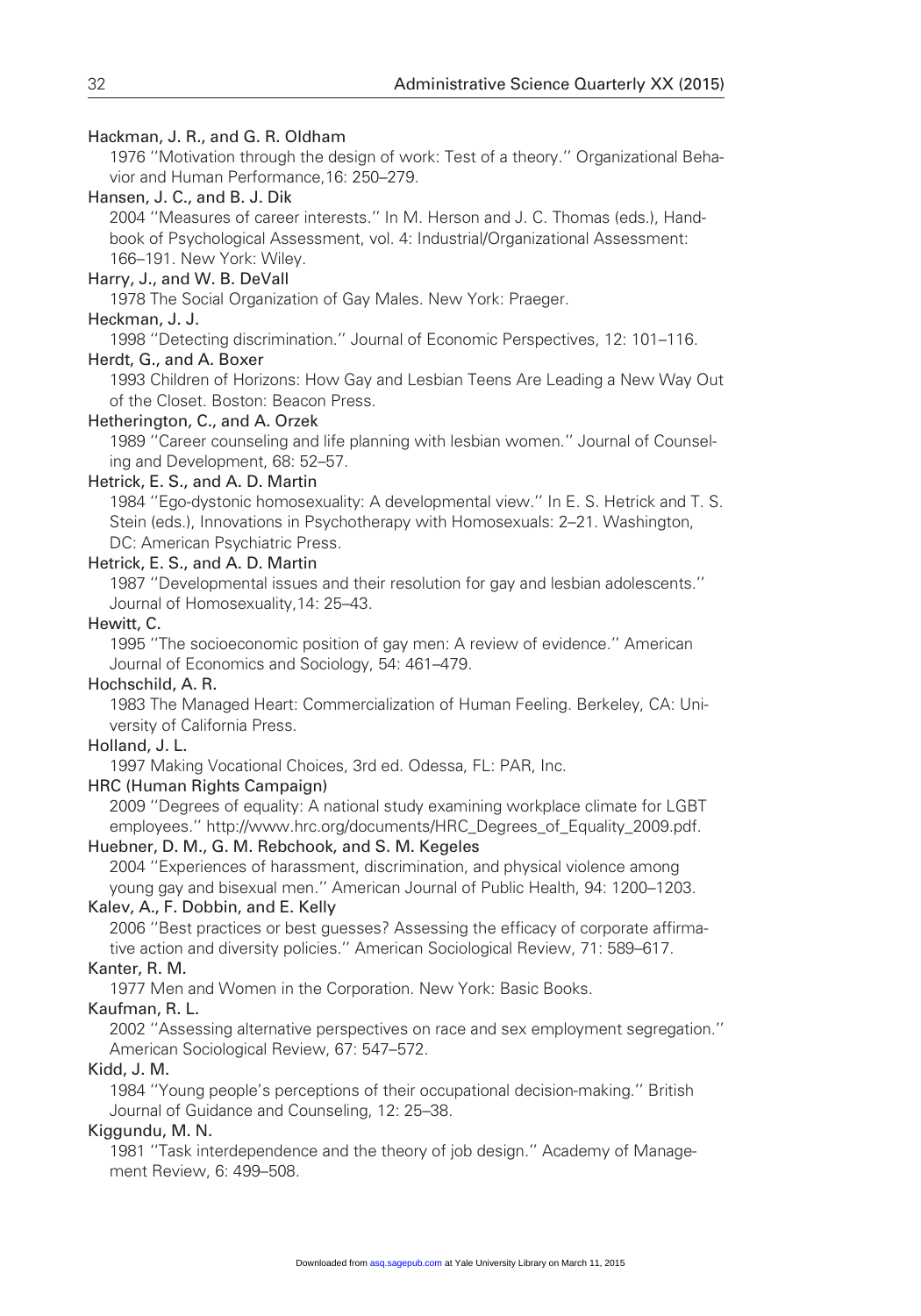Hackman, J. R., and G. R. Oldham

1976 "Motivation through the design of work: Test of a theory." Organizational Behavior and Human Performance,16: 250–279.

Hansen, J. C., and B. J. Dik

2004 "Measures of career interests." In M. Herson and J. C. Thomas (eds.), Handbook of Psychological Assessment, vol. 4: Industrial/Organizational Assessment: 166–191. New York: Wiley.

Harry, J., and W. B. DeVall

1978 The Social Organization of Gay Males. New York: Praeger.

Heckman, J. J.

1998 "Detecting discrimination." Journal of Economic Perspectives, 12: 101–116.

Herdt, G., and A. Boxer

1993 Children of Horizons: How Gay and Lesbian Teens Are Leading a New Way Out of the Closet. Boston: Beacon Press.

Hetherington, C., and A. Orzek

1989 "Career counseling and life planning with lesbian women." Journal of Counseling and Development, 68: 52–57.

Hetrick, E. S., and A. D. Martin

1984 "Ego-dystonic homosexuality: A developmental view." In E. S. Hetrick and T. S. Stein (eds.), Innovations in Psychotherapy with Homosexuals: 2–21. Washington, DC: American Psychiatric Press.

Hetrick, E. S., and A. D. Martin

1987 "Developmental issues and their resolution for gay and lesbian adolescents." Journal of Homosexuality,14: 25–43.

Hewitt, C.

1995 "The socioeconomic position of gay men: A review of evidence." American Journal of Economics and Sociology, 54: 461–479.

Hochschild, A. R.

1983 The Managed Heart: Commercialization of Human Feeling. Berkeley, CA: University of California Press.

Holland, J. L.

1997 Making Vocational Choices, 3rd ed. Odessa, FL: PAR, Inc.

HRC (Human Rights Campaign)

2009 "Degrees of equality: A national study examining workplace climate for LGBT employees." http://www.hrc.org/documents/HRC_Degrees_of_Equality_2009.pdf.

Huebner, D. M., G. M. Rebchook, and S. M. Kegeles

2004 "Experiences of harassment, discrimination, and physical violence among young gay and bisexual men." American Journal of Public Health, 94: 1200–1203.

Kalev, A., F. Dobbin, and E. Kelly

2006 "Best practices or best guesses? Assessing the efficacy of corporate affirmative action and diversity policies." American Sociological Review, 71: 589–617.

Kanter, R. M.

1977 Men and Women in the Corporation. New York: Basic Books.

Kaufman, R. L.

2002 "Assessing alternative perspectives on race and sex employment segregation." American Sociological Review, 67: 547–572.

Kidd, J. M.

1984 "Young people's perceptions of their occupational decision-making." British Journal of Guidance and Counseling, 12: 25–38.

Kiggundu, M. N.

1981 "Task interdependence and the theory of job design." Academy of Management Review, 6: 499–508.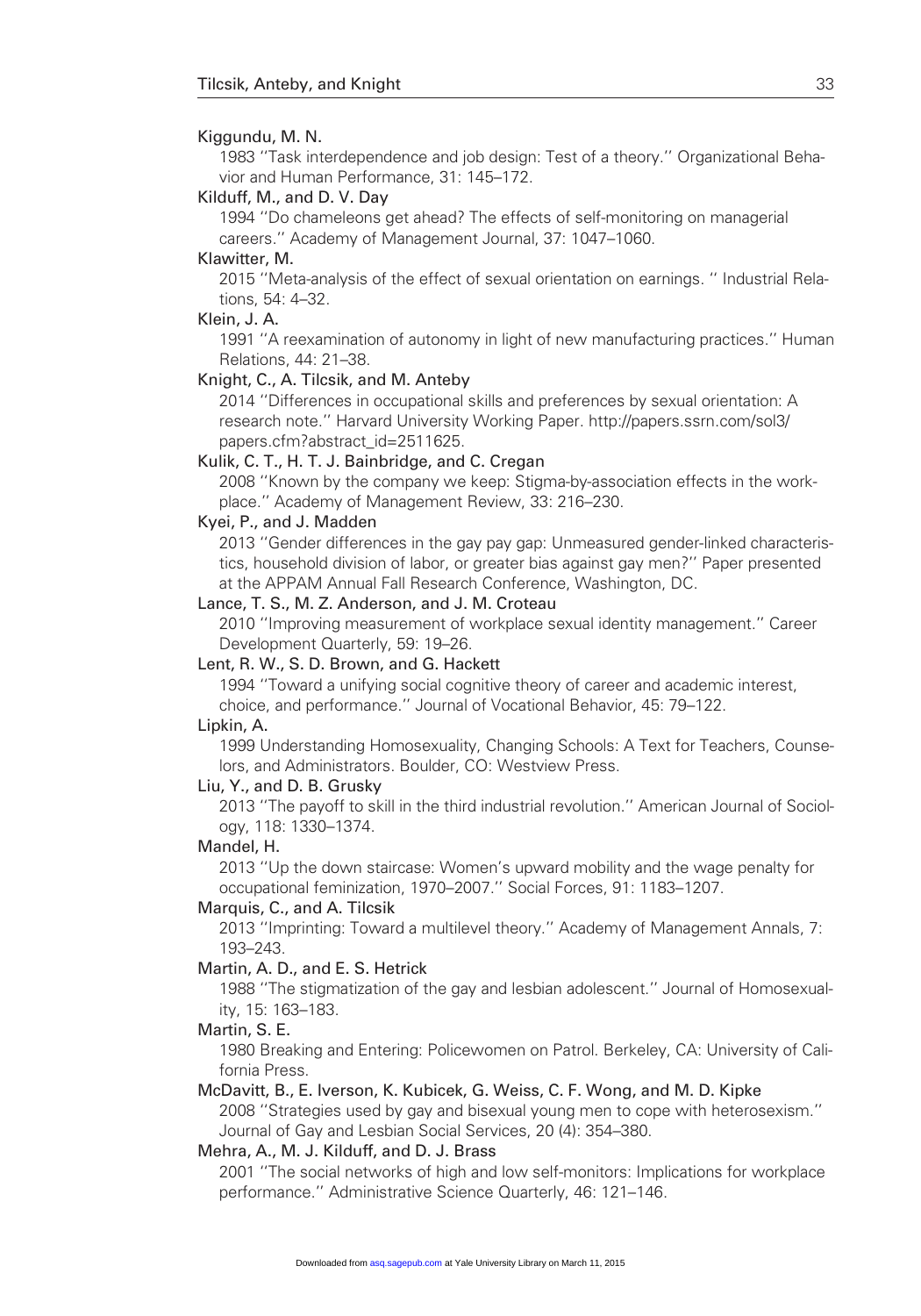Kiggundu, M. N.

1983 ''Task interdependence and job design: Test of a theory.'' Organizational Behavior and Human Performance, 31: 145–172.

Kilduff, M., and D. V. Day

1994 ''Do chameleons get ahead? The effects of self-monitoring on managerial careers.'' Academy of Management Journal, 37: 1047–1060.

Klawitter, M.

2015 ''Meta-analysis of the effect of sexual orientation on earnings. '' Industrial Relations, 54: 4–32.

Klein, J. A.

1991 ''A reexamination of autonomy in light of new manufacturing practices.'' Human Relations, 44: 21–38.

Knight, C., A. Tilcsik, and M. Anteby

2014 ''Differences in occupational skills and preferences by sexual orientation: A research note.'' Harvard University Working Paper. http://papers.ssrn.com/sol3/papers.cfm?abstract_id=2511625.

Kulik, C. T., H. T. J. Bainbridge, and C. Cregan

2008 ''Known by the company we keep: Stigma-by-association effects in the workplace.'' Academy of Management Review, 33: 216–230.

Kyei, P., and J. Madden

2013 ''Gender differences in the gay pay gap: Unmeasured gender-linked characteristics, household division of labor, or greater bias against gay men?'' Paper presented at the APPAM Annual Fall Research Conference, Washington, DC.

Lance, T. S., M. Z. Anderson, and J. M. Croteau

2010 ''Improving measurement of workplace sexual identity management.'' Career Development Quarterly, 59: 19–26.

Lent, R. W., S. D. Brown, and G. Hackett

1994 ''Toward a unifying social cognitive theory of career and academic interest, choice, and performance.'' Journal of Vocational Behavior, 45: 79–122.

Lipkin, A.

1999 Understanding Homosexuality, Changing Schools: A Text for Teachers, Counselors, and Administrators. Boulder, CO: Westview Press.

Liu, Y., and D. B. Grusky

2013 ''The payoff to skill in the third industrial revolution.'' American Journal of Sociology, 118: 1330–1374.

Mandel, H.

2013 ''Up the down staircase: Women's upward mobility and the wage penalty for occupational feminization, 1970–2007.'' Social Forces, 91: 1183–1207.

Marquis, C., and A. Tilcsik

2013 ''Imprinting: Toward a multilevel theory.'' Academy of Management Annals, 7: 193–243.

Martin, A. D., and E. S. Hetrick

1988 ''The stigmatization of the gay and lesbian adolescent.'' Journal of Homosexuality, 15: 163–183.

Martin, S. E.

1980 Breaking and Entering: Policewomen on Patrol. Berkeley, CA: University of California Press.

McDavitt, B., E. Iverson, K. Kubicek, G. Weiss, C. F. Wong, and M. D. Kipke

2008 ''Strategies used by gay and bisexual young men to cope with heterosexism.'' Journal of Gay and Lesbian Social Services, 20 (4): 354–380.

Mehra, A., M. J. Kilduff, and D. J. Brass

2001 ''The social networks of high and low self-monitors: Implications for workplace performance.'' Administrative Science Quarterly, 46: 121–146.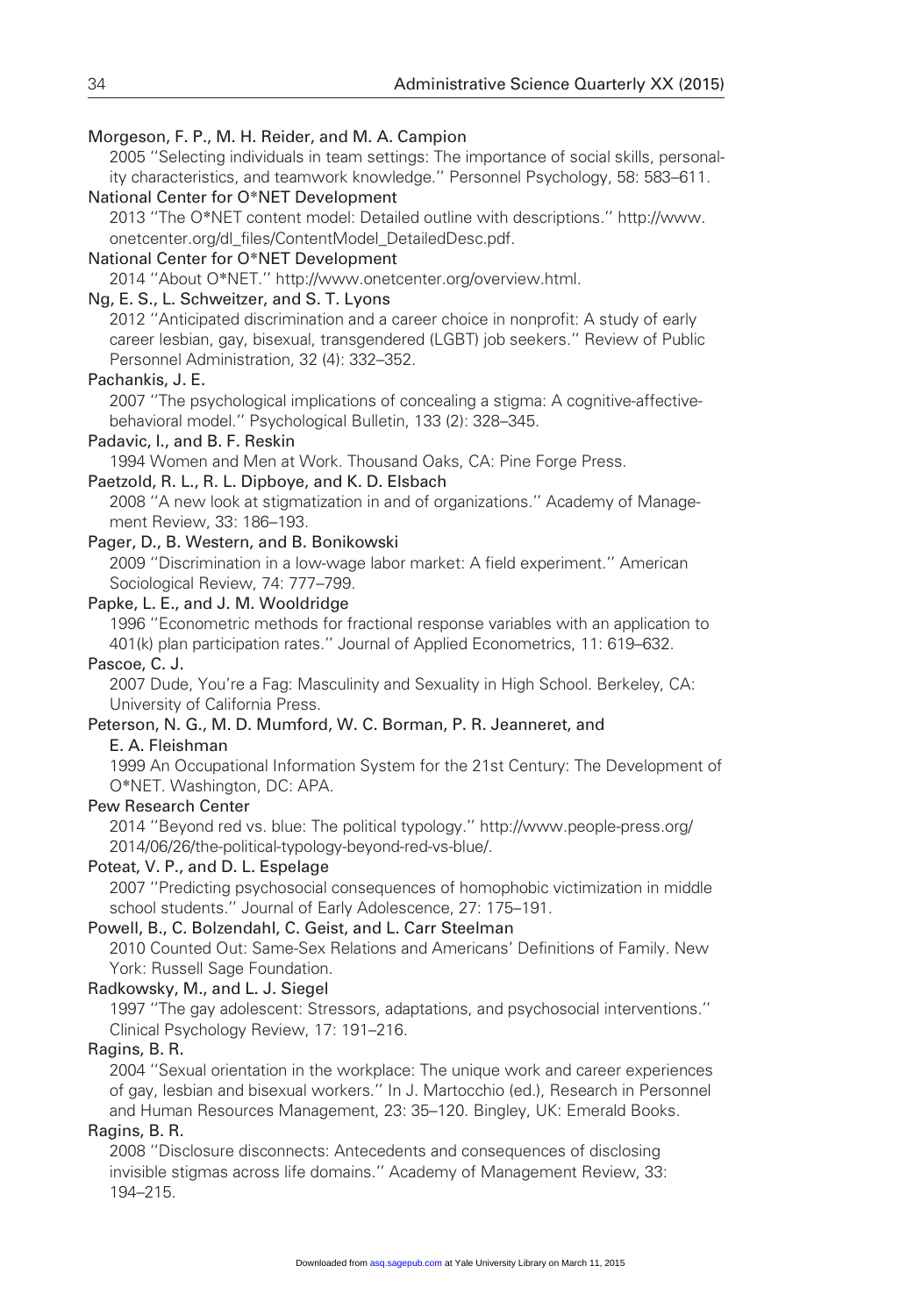Morgeson, F. P., M. H. Reider, and M. A. Campion
2005 ''Selecting individuals in team settings: The importance of social skills, personality characteristics, and teamwork knowledge.'' Personnel Psychology, 58: 583–611.

National Center for O*NET Development
2013 ''The O*NET content model: Detailed outline with descriptions.'' http://www.onetcenter.org/dl_files/ContentModel_DetailedDesc.pdf.

National Center for O*NET Development
2014 ''About O*NET.'' http://www.onetcenter.org/overview.html.

Ng, E. S., L. Schweitzer, and S. T. Lyons
2012 ''Anticipated discrimination and a career choice in nonprofit: A study of early career lesbian, gay, bisexual, transgendered (LGBT) job seekers.'' Review of Public Personnel Administration, 32 (4): 332–352.

Pachankis, J. E.
2007 ''The psychological implications of concealing a stigma: A cognitive-affective-behavioral model.'' Psychological Bulletin, 133 (2): 328–345.

Padavic, I., and B. F. Reskin
1994 Women and Men at Work. Thousand Oaks, CA: Pine Forge Press.

Paetzold, R. L., R. L. Dipboye, and K. D. Elsbach
2008 ''A new look at stigmatization in and of organizations.'' Academy of Management Review, 33: 186–193.

Pager, D., B. Western, and B. Bonikowski
2009 ''Discrimination in a low-wage labor market: A field experiment.'' American Sociological Review, 74: 777–799.

Papke, L. E., and J. M. Wooldridge
1996 ''Econometric methods for fractional response variables with an application to 401(k) plan participation rates.'' Journal of Applied Econometrics, 11: 619–632.

Pascoe, C. J.
2007 Dude, You're a Fag: Masculinity and Sexuality in High School. Berkeley, CA: University of California Press.

Peterson, N. G., M. D. Mumford, W. C. Borman, P. R. Jeanneret, and E. A. Fleishman
1999 An Occupational Information System for the 21st Century: The Development of O*NET. Washington, DC: APA.

Pew Research Center
2014 ''Beyond red vs. blue: The political typology.'' http://www.people-press.org/2014/06/26/the-political-typology-beyond-red-vs-blue/.

Poteat, V. P., and D. L. Espelage
2007 ''Predicting psychosocial consequences of homophobic victimization in middle school students.'' Journal of Early Adolescence, 27: 175–191.

Powell, B., C. Bolzendahl, C. Geist, and L. Carr Steelman
2010 Counted Out: Same-Sex Relations and Americans' Definitions of Family. New York: Russell Sage Foundation.

Radkowsky, M., and L. J. Siegel
1997 ''The gay adolescent: Stressors, adaptations, and psychosocial interventions.'' Clinical Psychology Review, 17: 191–216.

Ragins, B. R.
2004 ''Sexual orientation in the workplace: The unique work and career experiences of gay, lesbian and bisexual workers.'' In J. Martocchio (ed.), Research in Personnel and Human Resources Management, 23: 35–120. Bingley, UK: Emerald Books.

Ragins, B. R.
2008 ''Disclosure disconnects: Antecedents and consequences of disclosing invisible stigmas across life domains.'' Academy of Management Review, 33: 194–215.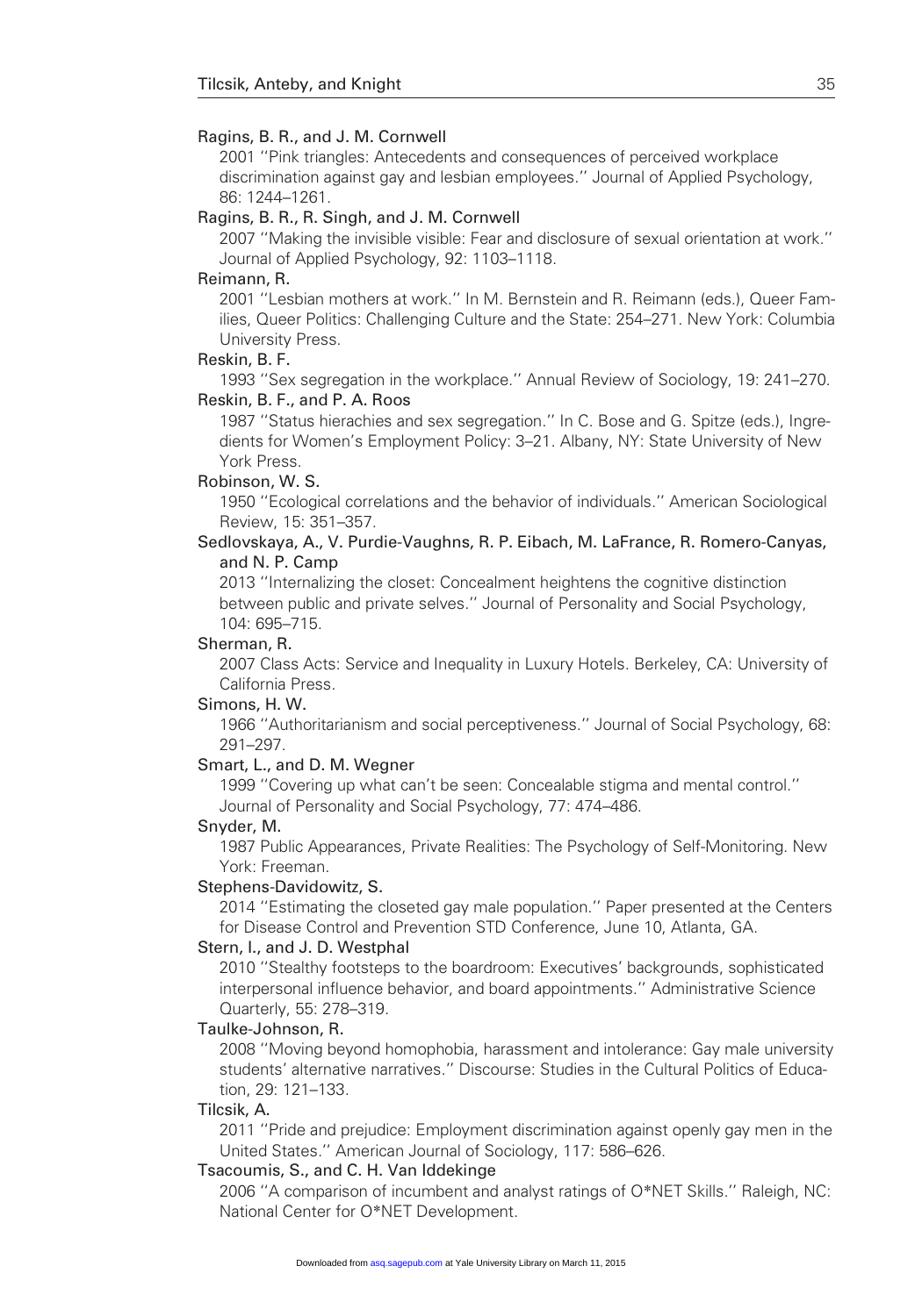Ragins, B. R., and J. M. Cornwell

2001 ''Pink triangles: Antecedents and consequences of perceived workplace discrimination against gay and lesbian employees.'' Journal of Applied Psychology, 86: 1244–1261.

Ragins, B. R., R. Singh, and J. M. Cornwell

2007 ''Making the invisible visible: Fear and disclosure of sexual orientation at work.'' Journal of Applied Psychology, 92: 1103–1118.

Reimann, R.

2001 ''Lesbian mothers at work.'' In M. Bernstein and R. Reimann (eds.), Queer Families, Queer Politics: Challenging Culture and the State: 254–271. New York: Columbia University Press.

Reskin, B. F.

1993 ''Sex segregation in the workplace.'' Annual Review of Sociology, 19: 241–270.

Reskin, B. F., and P. A. Roos

1987 ''Status hierachies and sex segregation.'' In C. Bose and G. Spitze (eds.), Ingredients for Women's Employment Policy: 3–21. Albany, NY: State University of New York Press.

Robinson, W. S.

1950 ''Ecological correlations and the behavior of individuals.'' American Sociological Review, 15: 351–357.

Sedlovskaya, A., V. Purdie-Vaughns, R. P. Eibach, M. LaFrance, R. Romero-Canyas, and N. P. Camp

2013 ''Internalizing the closet: Concealment heightens the cognitive distinction between public and private selves.'' Journal of Personality and Social Psychology, 104: 695–715.

Sherman, R.

2007 Class Acts: Service and Inequality in Luxury Hotels. Berkeley, CA: University of California Press.

Simons, H. W.

1966 ''Authoritarianism and social perceptiveness.'' Journal of Social Psychology, 68: 291–297.

Smart, L., and D. M. Wegner

1999 ''Covering up what can't be seen: Concealable stigma and mental control.'' Journal of Personality and Social Psychology, 77: 474–486.

Snyder, M.

1987 Public Appearances, Private Realities: The Psychology of Self-Monitoring. New York: Freeman.

Stephens-Davidowitz, S.

2014 ''Estimating the closeted gay male population.'' Paper presented at the Centers for Disease Control and Prevention STD Conference, June 10, Atlanta, GA.

Stern, I., and J. D. Westphal

2010 ''Stealthy footsteps to the boardroom: Executives' backgrounds, sophisticated interpersonal influence behavior, and board appointments.'' Administrative Science Quarterly, 55: 278–319.

Taulke-Johnson, R.

2008 ''Moving beyond homophobia, harassment and intolerance: Gay male university students' alternative narratives.'' Discourse: Studies in the Cultural Politics of Education, 29: 121–133.

Tilcsik, A.

2011 ''Pride and prejudice: Employment discrimination against openly gay men in the United States.'' American Journal of Sociology, 117: 586–626.

Tsacoumis, S., and C. H. Van Iddekinge

2006 ''A comparison of incumbent and analyst ratings of O*NET Skills.'' Raleigh, NC: National Center for O*NET Development.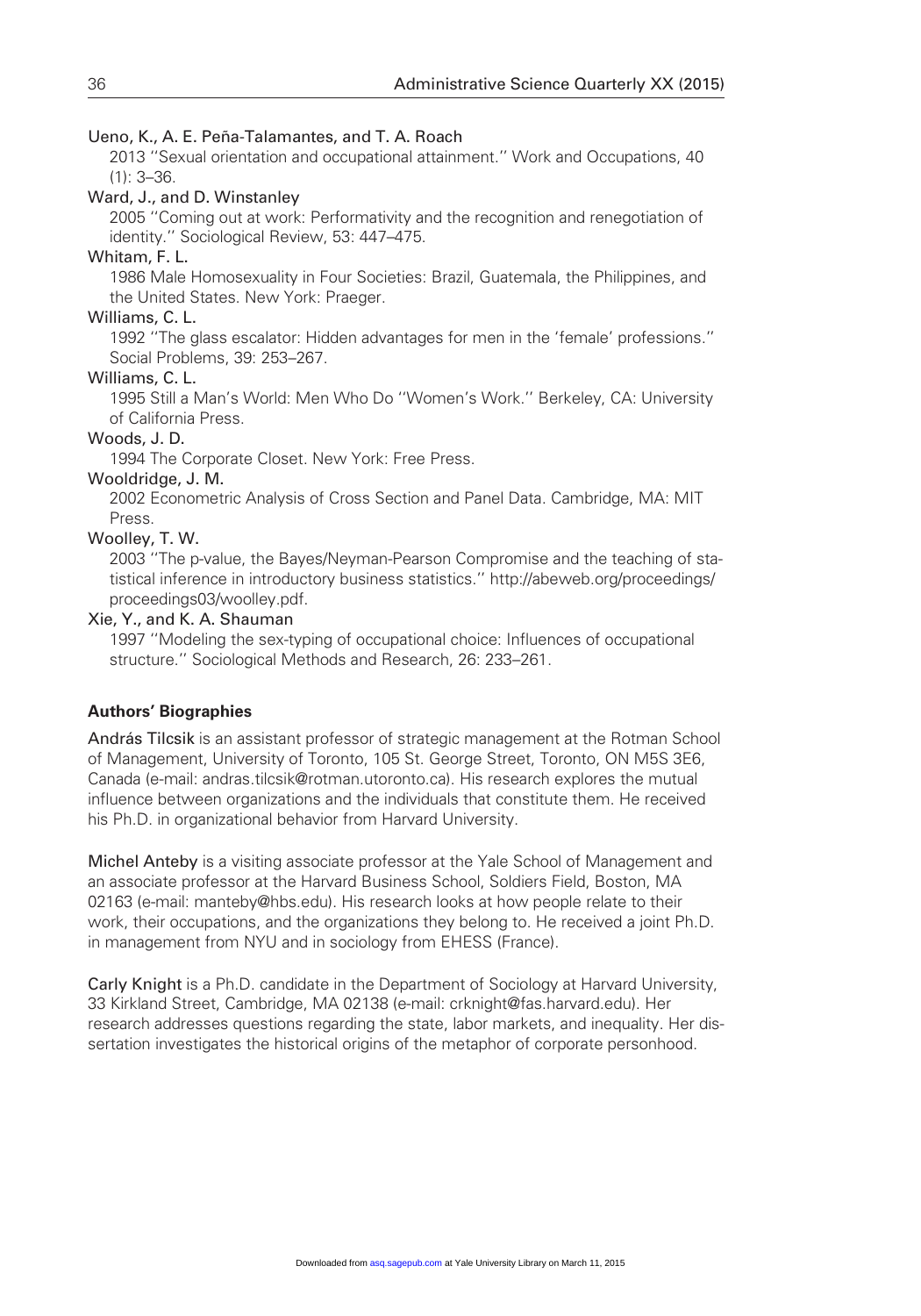Ueno, K., A. E. Peña-Talamantes, and T. A. Roach
2013 ''Sexual orientation and occupational attainment.'' Work and Occupations, 40 (1): 3–36.

Ward, J., and D. Winstanley
2005 ''Coming out at work: Performativity and the recognition and renegotiation of identity.'' Sociological Review, 53: 447–475.

Whitam, F. L.
1986 Male Homosexuality in Four Societies: Brazil, Guatemala, the Philippines, and the United States. New York: Praeger.

Williams, C. L.
1992 ''The glass escalator: Hidden advantages for men in the 'female' professions.'' Social Problems, 39: 253–267.

Williams, C. L.
1995 Still a Man's World: Men Who Do ''Women's Work.'' Berkeley, CA: University of California Press.

Woods, J. D.
1994 The Corporate Closet. New York: Free Press.

Wooldridge, J. M.
2002 Econometric Analysis of Cross Section and Panel Data. Cambridge, MA: MIT Press.

Woolley, T. W.
2003 ''The p-value, the Bayes/Neyman-Pearson Compromise and the teaching of statistical inference in introductory business statistics.'' http://abeweb.org/proceedings/proceedings03/woolley.pdf.

Xie, Y., and K. A. Shauman
1997 ''Modeling the sex-typing of occupational choice: Influences of occupational structure.'' Sociological Methods and Research, 26: 233–261.

## Authors' Biographies

András Tilcsik is an assistant professor of strategic management at the Rotman School of Management, University of Toronto, 105 St. George Street, Toronto, ON M5S 3E6, Canada (e-mail: andras.tilcsik@rotman.utoronto.ca). His research explores the mutual influence between organizations and the individuals that constitute them. He received his Ph.D. in organizational behavior from Harvard University.

Michel Anteby is a visiting associate professor at the Yale School of Management and an associate professor at the Harvard Business School, Soldiers Field, Boston, MA 02163 (e-mail: manteby@hbs.edu). His research looks at how people relate to their work, their occupations, and the organizations they belong to. He received a joint Ph.D. in management from NYU and in sociology from EHESS (France).

Carly Knight is a Ph.D. candidate in the Department of Sociology at Harvard University, 33 Kirkland Street, Cambridge, MA 02138 (e-mail: crknight@fas.harvard.edu). Her research addresses questions regarding the state, labor markets, and inequality. Her dissertation investigates the historical origins of the metaphor of corporate personhood.